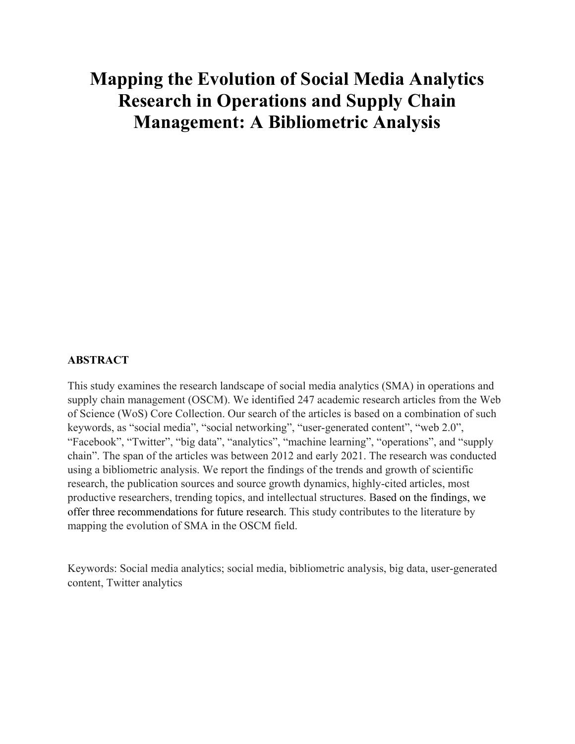# Mapping the Evolution of Social Media Analytics Research in Operations and Supply Chain Management: A Bibliometric Analysis

**ABSTRACT**

This study examines the research landscape of social media analytics (SMA) in operations and supply chain management (OSCM). We identified 247 academic research articles from the Web of Science (WoS) Core Collection. Our search of the articles is based on a combination of such keywords, as "social media", "social networking", "user-generated content", "web 2.0", "Facebook", "Twitter", "big data", "analytics", "machine learning", "operations", and "supply chain". The span of the articles was between 2012 and early 2021. The research was conducted using a bibliometric analysis. We report the findings of the trends and growth of scientific research, the publication sources and source growth dynamics, highly-cited articles, most productive researchers, trending topics, and intellectual structures. Based on the findings, we offer three recommendations for future research. This study contributes to the literature by mapping the evolution of SMA in the OSCM field.

Keywords: Social media analytics; social media, bibliometric analysis, big data, user-generated content, Twitter analytics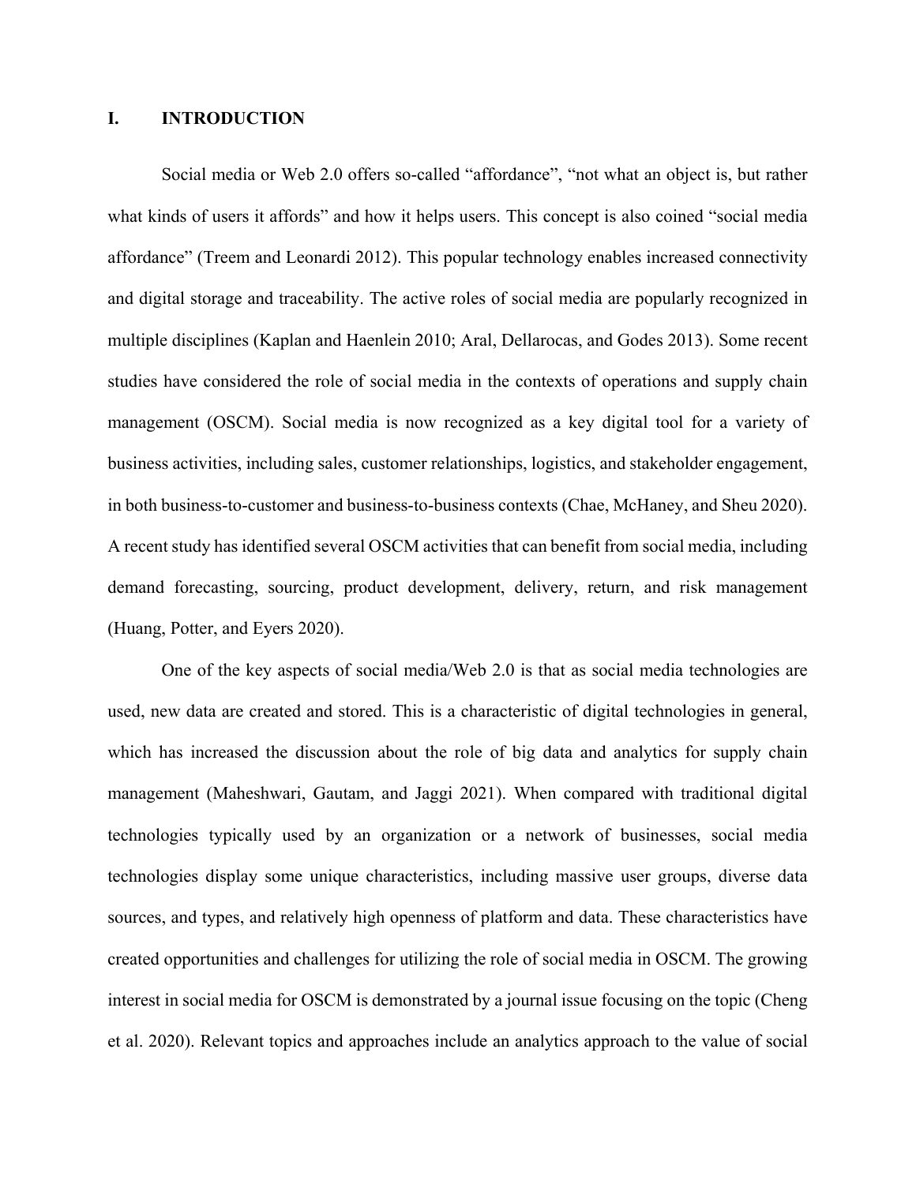# I. INTRODUCTION

Social media or Web 2.0 offers so-called "affordance", "not what an object is, but rather what kinds of users it affords" and how it helps users. This concept is also coined "social media affordance" (Treem and Leonardi 2012). This popular technology enables increased connectivity and digital storage and traceability. The active roles of social media are popularly recognized in multiple disciplines (Kaplan and Haenlein 2010; Aral, Dellarocas, and Godes 2013). Some recent studies have considered the role of social media in the contexts of operations and supply chain management (OSCM). Social media is now recognized as a key digital tool for a variety of business activities, including sales, customer relationships, logistics, and stakeholder engagement, in both business-to-customer and business-to-business contexts (Chae, McHaney, and Sheu 2020). A recent study has identified several OSCM activities that can benefit from social media, including demand forecasting, sourcing, product development, delivery, return, and risk management (Huang, Potter, and Eyers 2020).

One of the key aspects of social media/Web 2.0 is that as social media technologies are used, new data are created and stored. This is a characteristic of digital technologies in general, which has increased the discussion about the role of big data and analytics for supply chain management (Maheshwari, Gautam, and Jaggi 2021). When compared with traditional digital technologies typically used by an organization or a network of businesses, social media technologies display some unique characteristics, including massive user groups, diverse data sources, and types, and relatively high openness of platform and data. These characteristics have created opportunities and challenges for utilizing the role of social media in OSCM. The growing interest in social media for OSCM is demonstrated by a journal issue focusing on the topic (Cheng et al. 2020). Relevant topics and approaches include an analytics approach to the value of social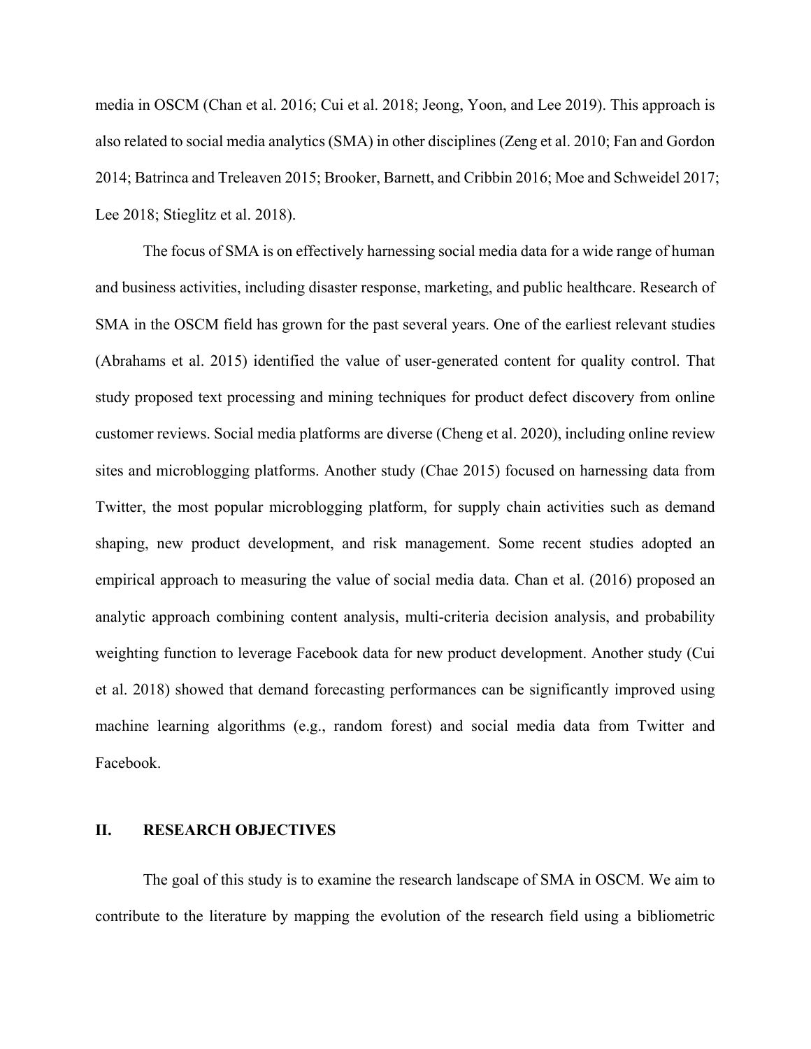media in OSCM (Chan et al. 2016; Cui et al. 2018; Jeong, Yoon, and Lee 2019). This approach is also related to social media analytics (SMA) in other disciplines (Zeng et al. 2010; Fan and Gordon 2014; Batrinca and Treleaven 2015; Brooker, Barnett, and Cribbin 2016; Moe and Schweidel 2017; Lee 2018; Stieglitz et al. 2018).

The focus of SMA is on effectively harnessing social media data for a wide range of human and business activities, including disaster response, marketing, and public healthcare. Research of SMA in the OSCM field has grown for the past several years. One of the earliest relevant studies (Abrahams et al. 2015) identified the value of user-generated content for quality control. That study proposed text processing and mining techniques for product defect discovery from online customer reviews. Social media platforms are diverse (Cheng et al. 2020), including online review sites and microblogging platforms. Another study (Chae 2015) focused on harnessing data from Twitter, the most popular microblogging platform, for supply chain activities such as demand shaping, new product development, and risk management. Some recent studies adopted an empirical approach to measuring the value of social media data. Chan et al. (2016) proposed an analytic approach combining content analysis, multi-criteria decision analysis, and probability weighting function to leverage Facebook data for new product development. Another study (Cui et al. 2018) showed that demand forecasting performances can be significantly improved using machine learning algorithms (e.g., random forest) and social media data from Twitter and Facebook.

## II. RESEARCH OBJECTIVES

The goal of this study is to examine the research landscape of SMA in OSCM. We aim to contribute to the literature by mapping the evolution of the research field using a bibliometric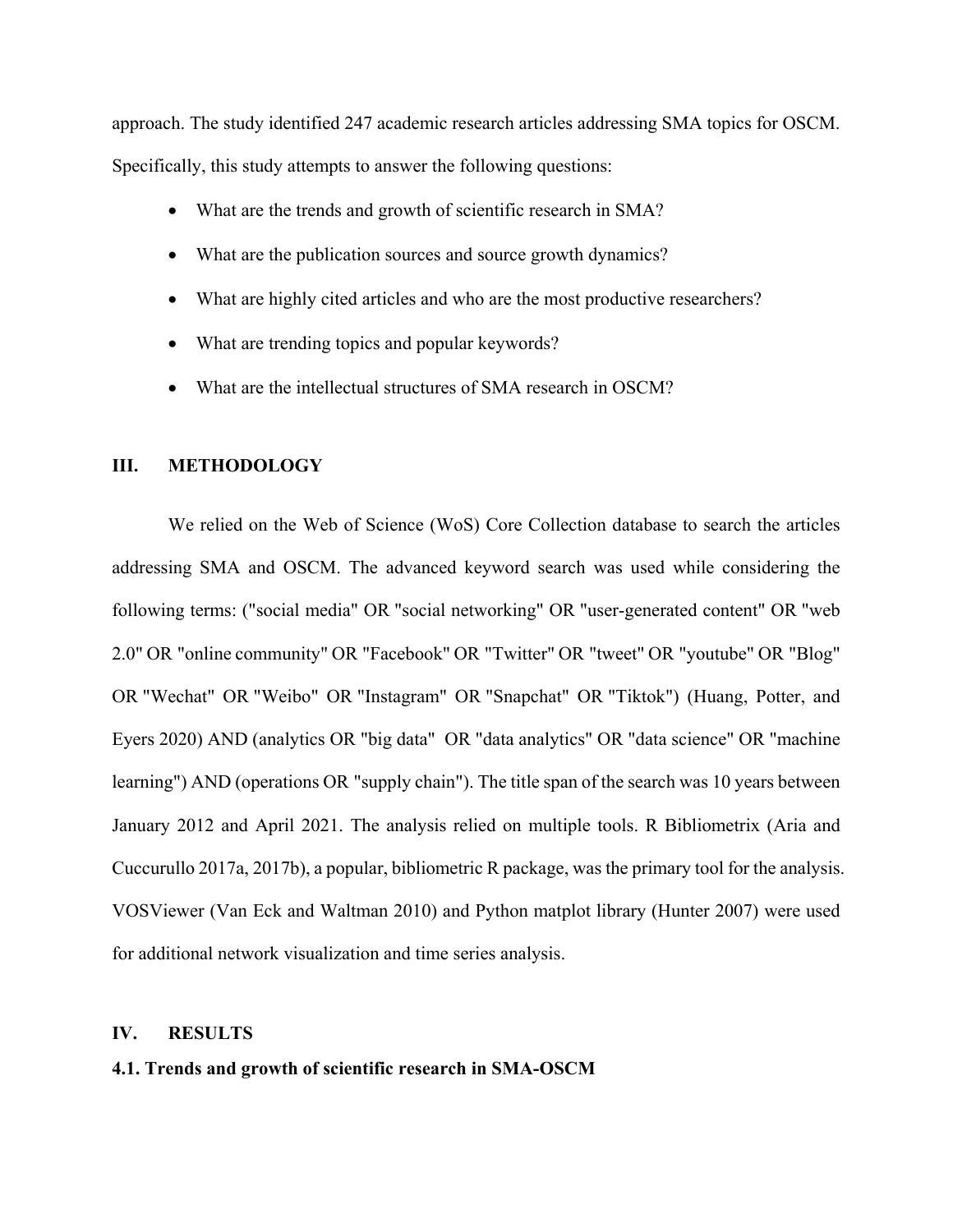approach. The study identified 247 academic research articles addressing SMA topics for OSCM. Specifically, this study attempts to answer the following questions:

- What are the trends and growth of scientific research in SMA?
- What are the publication sources and source growth dynamics?
- What are highly cited articles and who are the most productive researchers?
- What are trending topics and popular keywords?
- What are the intellectual structures of SMA research in OSCM?

## III. METHODOLOGY

We relied on the Web of Science (WoS) Core Collection database to search the articles addressing SMA and OSCM. The advanced keyword search was used while considering the following terms: ("social media" OR "social networking" OR "user-generated content" OR "web 2.0" OR "online community" OR "Facebook" OR "Twitter" OR "tweet" OR "youtube" OR "Blog" OR "Wechat" OR "Weibo" OR "Instagram" OR "Snapchat" OR "Tiktok") (Huang, Potter, and Eyers 2020) AND (analytics OR "big data" OR "data analytics" OR "data science" OR "machine learning") AND (operations OR "supply chain"). The title span of the search was 10 years between January 2012 and April 2021. The analysis relied on multiple tools. R Bibliometrix (Aria and Cuccurullo 2017a, 2017b), a popular, bibliometric R package, was the primary tool for the analysis. VOSViewer (Van Eck and Waltman 2010) and Python matplot library (Hunter 2007) were used for additional network visualization and time series analysis.

## IV. RESULTS

### 4.1. Trends and growth of scientific research in SMA-OSCM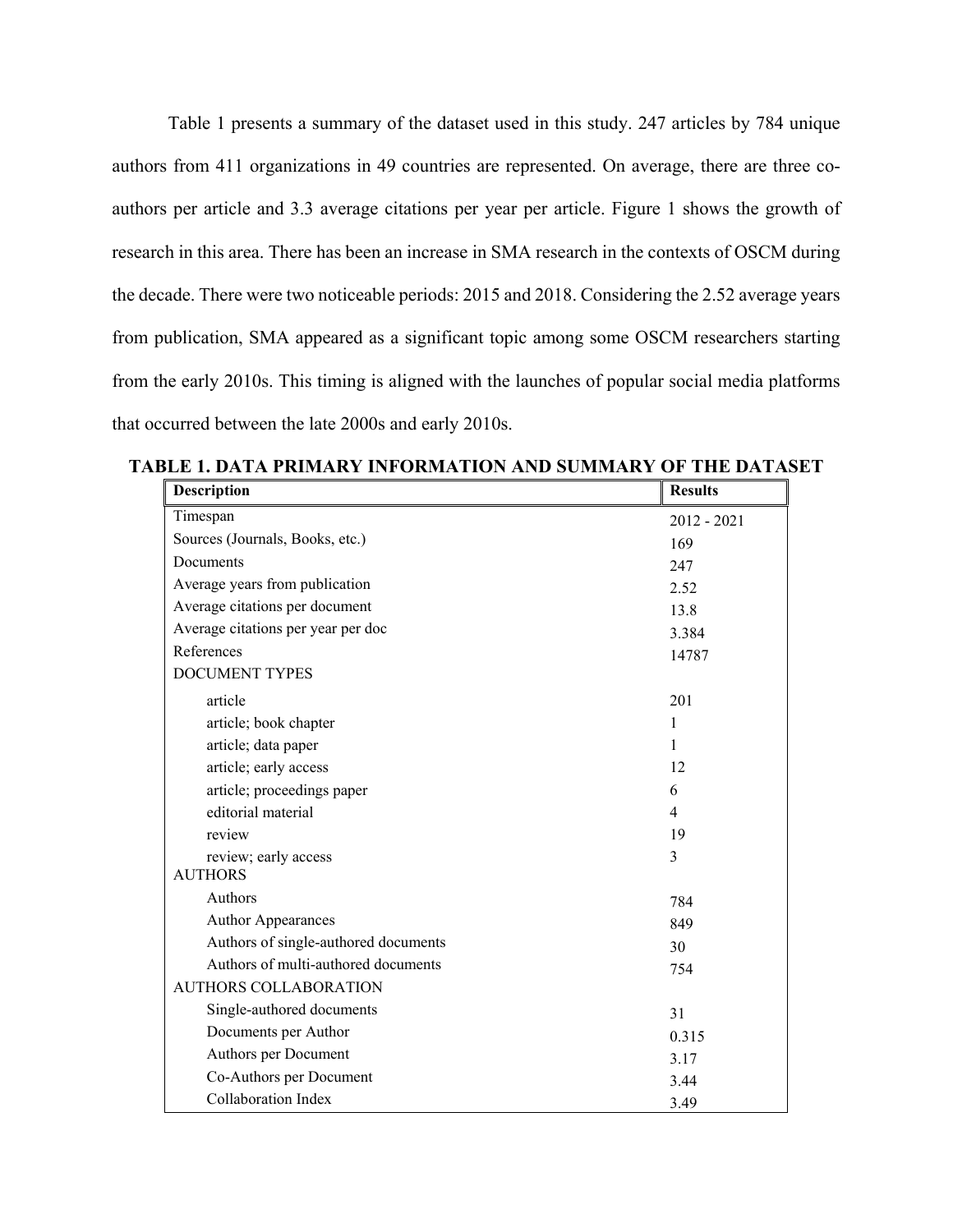Table 1 presents a summary of the dataset used in this study. 247 articles by 784 unique authors from 411 organizations in 49 countries are represented. On average, there are three co-authors per article and 3.3 average citations per year per article. Figure 1 shows the growth of research in this area. There has been an increase in SMA research in the contexts of OSCM during the decade. There were two noticeable periods: 2015 and 2018. Considering the 2.52 average years from publication, SMA appeared as a significant topic among some OSCM researchers starting from the early 2010s. This timing is aligned with the launches of popular social media platforms that occurred between the late 2000s and early 2010s.

**TABLE 1. DATA PRIMARY INFORMATION AND SUMMARY OF THE DATASET**

| Description | Results |
|---|---|
| Timespan | 2012 - 2021 |
| Sources (Journals, Books, etc.) | 169 |
| Documents | 247 |
| Average years from publication | 2.52 |
| Average citations per document | 13.8 |
| Average citations per year per doc | 3.384 |
| References | 14787 |
| DOCUMENT TYPES | |
| article | 201 |
| article; book chapter | 1 |
| article; data paper | 1 |
| article; early access | 12 |
| article; proceedings paper | 6 |
| editorial material | 4 |
| review | 19 |
| review; early access | 3 |
| AUTHORS | |
| Authors | 784 |
| Author Appearances | 849 |
| Authors of single-authored documents | 30 |
| Authors of multi-authored documents | 754 |
| AUTHORS COLLABORATION | |
| Single-authored documents | 31 |
| Documents per Author | 0.315 |
| Authors per Document | 3.17 |
| Co-Authors per Document | 3.44 |
| Collaboration Index | 3.49 |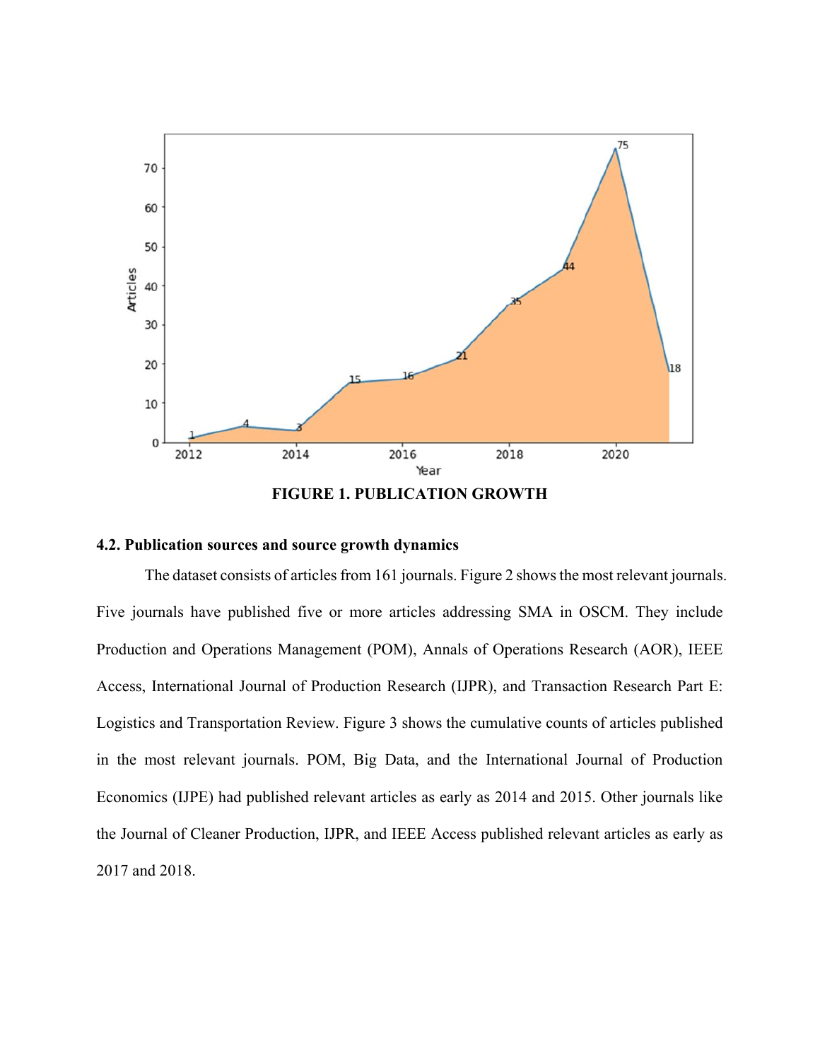FIGURE 1. PUBLICATION GROWTH

### 4.2. Publication sources and source growth dynamics

The dataset consists of articles from 161 journals. Figure 2 shows the most relevant journals. Five journals have published five or more articles addressing SMA in OSCM. They include Production and Operations Management (POM), Annals of Operations Research (AOR), IEEE Access, International Journal of Production Research (IJPR), and Transaction Research Part E: Logistics and Transportation Review. Figure 3 shows the cumulative counts of articles published in the most relevant journals. POM, Big Data, and the International Journal of Production Economics (IJPE) had published relevant articles as early as 2014 and 2015. Other journals like the Journal of Cleaner Production, IJPR, and IEEE Access published relevant articles as early as 2017 and 2018.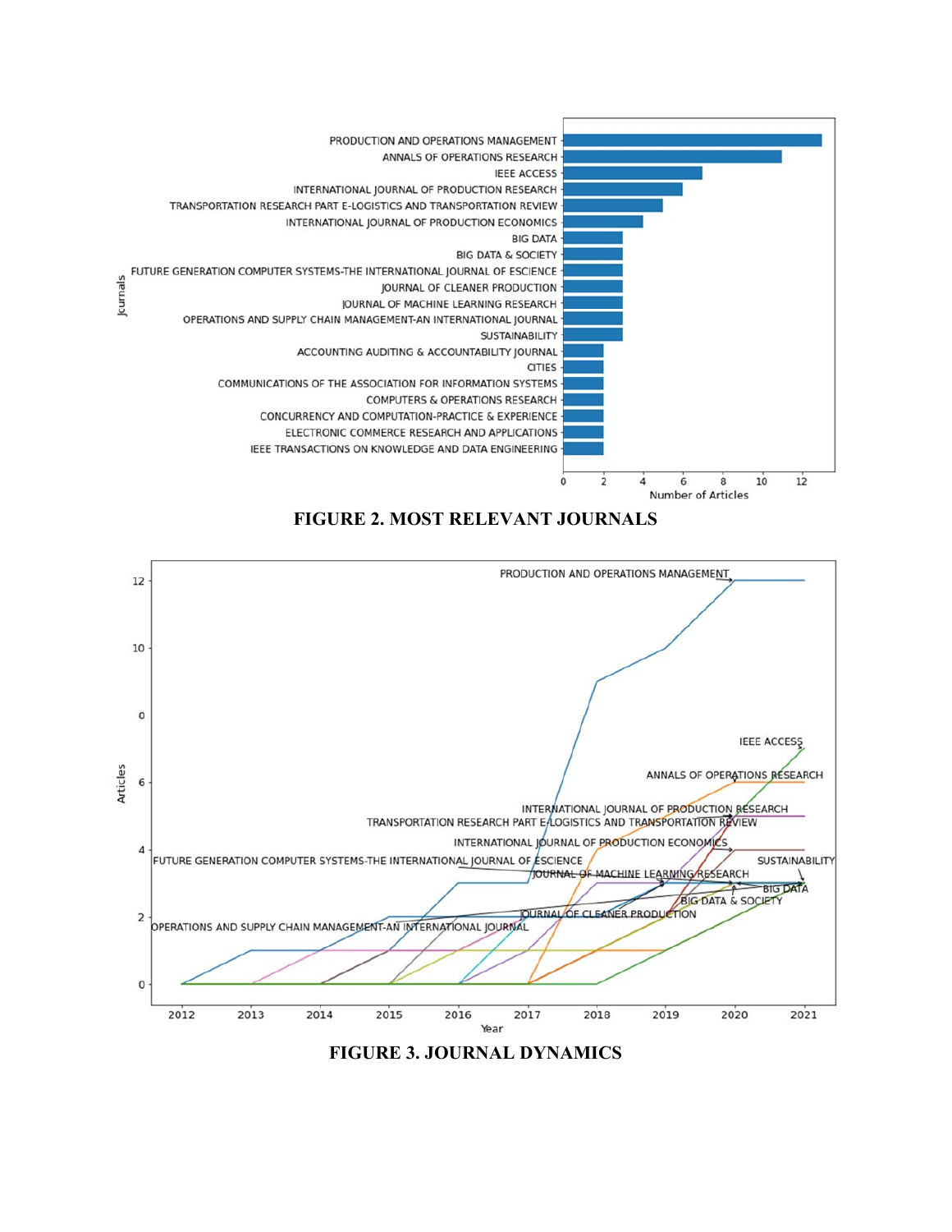FIGURE 2. MOST RELEVANT JOURNALS

FIGURE 3. JOURNAL DYNAMICS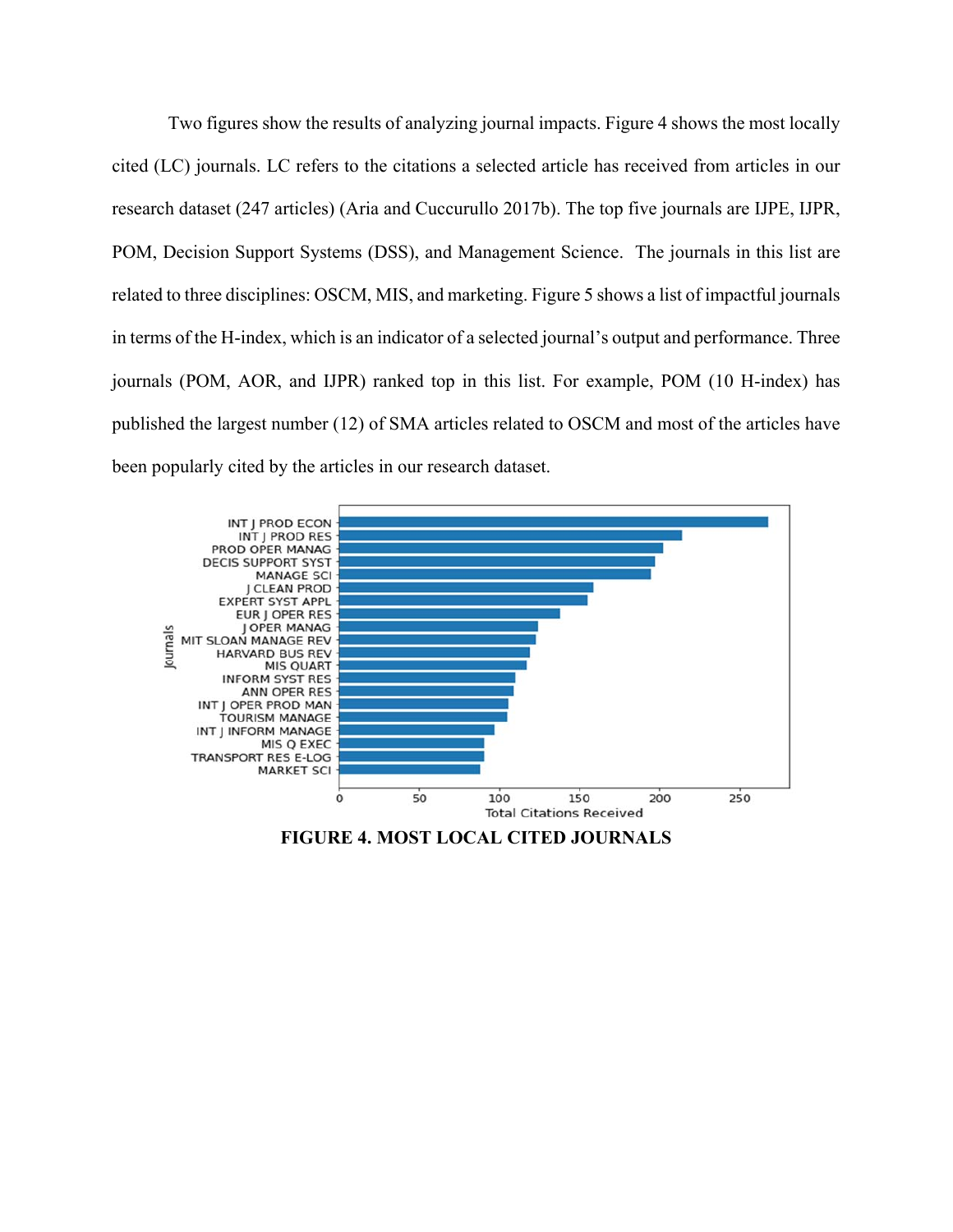Two figures show the results of analyzing journal impacts. Figure 4 shows the most locally cited (LC) journals. LC refers to the citations a selected article has received from articles in our research dataset (247 articles) (Aria and Cuccurullo 2017b). The top five journals are IJPE, IJPR, POM, Decision Support Systems (DSS), and Management Science. The journals in this list are related to three disciplines: OSCM, MIS, and marketing. Figure 5 shows a list of impactful journals in terms of the H-index, which is an indicator of a selected journal's output and performance. Three journals (POM, AOR, and IJPR) ranked top in this list. For example, POM (10 H-index) has published the largest number (12) of SMA articles related to OSCM and most of the articles have been popularly cited by the articles in our research dataset.

**FIGURE 4. MOST LOCAL CITED JOURNALS**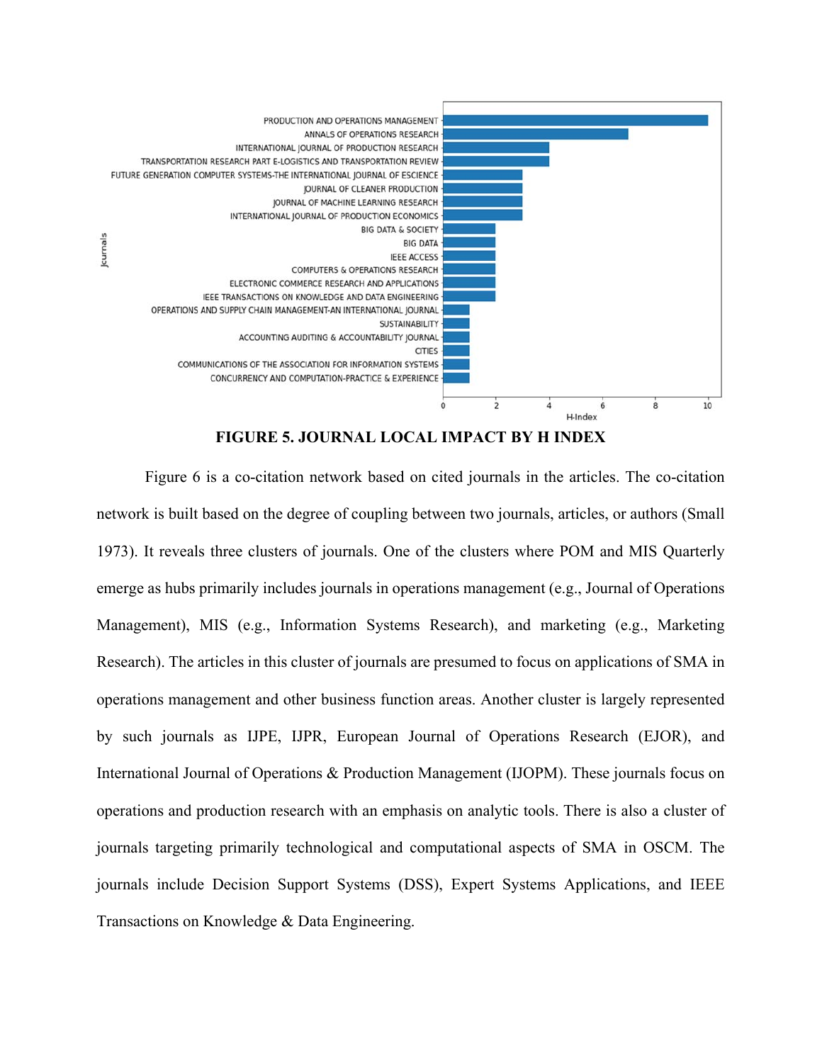**FIGURE 5. JOURNAL LOCAL IMPACT BY H INDEX**

Figure 6 is a co-citation network based on cited journals in the articles. The co-citation network is built based on the degree of coupling between two journals, articles, or authors (Small 1973). It reveals three clusters of journals. One of the clusters where POM and MIS Quarterly emerge as hubs primarily includes journals in operations management (e.g., Journal of Operations Management), MIS (e.g., Information Systems Research), and marketing (e.g., Marketing Research). The articles in this cluster of journals are presumed to focus on applications of SMA in operations management and other business function areas. Another cluster is largely represented by such journals as IJPE, IJPR, European Journal of Operations Research (EJOR), and International Journal of Operations & Production Management (IJOPM). These journals focus on operations and production research with an emphasis on analytic tools. There is also a cluster of journals targeting primarily technological and computational aspects of SMA in OSCM. The journals include Decision Support Systems (DSS), Expert Systems Applications, and IEEE Transactions on Knowledge & Data Engineering.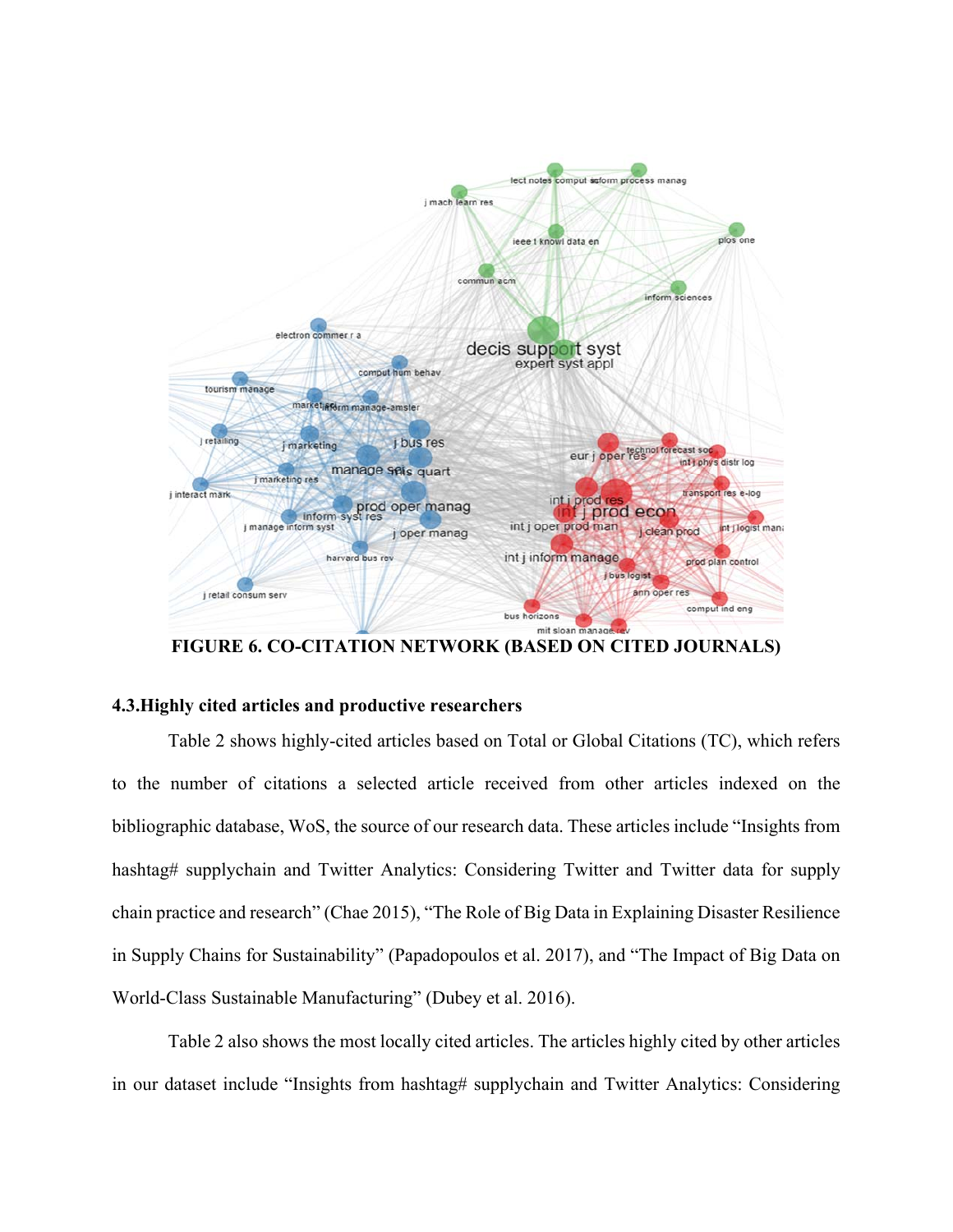FIGURE 6. CO-CITATION NETWORK (BASED ON CITED JOURNALS)

### 4.3.Highly cited articles and productive researchers

Table 2 shows highly-cited articles based on Total or Global Citations (TC), which refers to the number of citations a selected article received from other articles indexed on the bibliographic database, WoS, the source of our research data. These articles include "Insights from hashtag# supplychain and Twitter Analytics: Considering Twitter and Twitter data for supply chain practice and research" (Chae 2015), "The Role of Big Data in Explaining Disaster Resilience in Supply Chains for Sustainability" (Papadopoulos et al. 2017), and "The Impact of Big Data on World-Class Sustainable Manufacturing" (Dubey et al. 2016).

Table 2 also shows the most locally cited articles. The articles highly cited by other articles in our dataset include "Insights from hashtag# supplychain and Twitter Analytics: Considering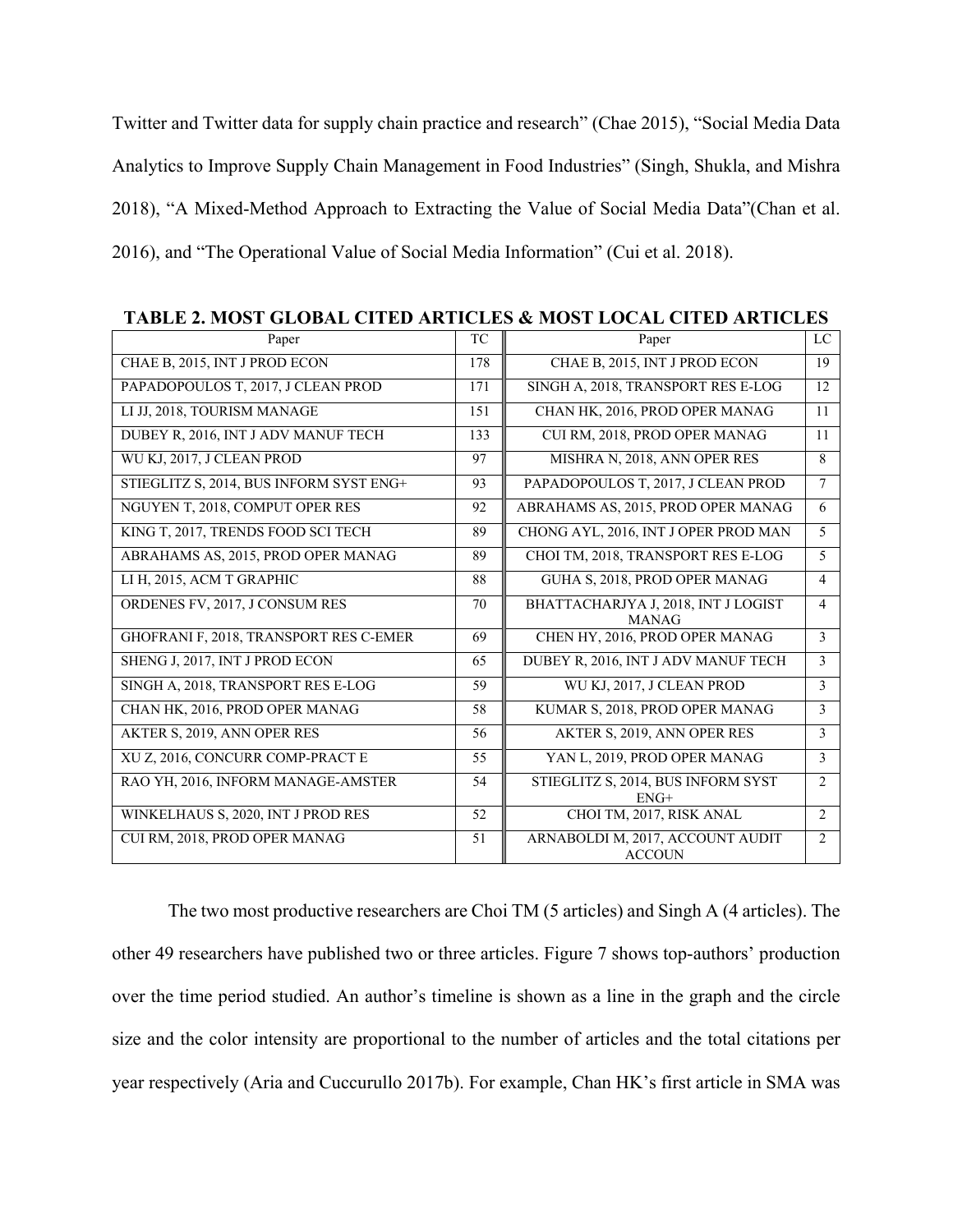Twitter and Twitter data for supply chain practice and research" (Chae 2015), "Social Media Data Analytics to Improve Supply Chain Management in Food Industries" (Singh, Shukla, and Mishra 2018), "A Mixed-Method Approach to Extracting the Value of Social Media Data"(Chan et al. 2016), and "The Operational Value of Social Media Information" (Cui et al. 2018).

**TABLE 2. MOST GLOBAL CITED ARTICLES & MOST LOCAL CITED ARTICLES**

| Paper | TC | Paper | LC |
|---|---|---|---|
| CHAE B, 2015, INT J PROD ECON | 178 | CHAE B, 2015, INT J PROD ECON | 19 |
| PAPADOPOULOS T, 2017, J CLEAN PROD | 171 | SINGH A, 2018, TRANSPORT RES E-LOG | 12 |
| LI JJ, 2018, TOURISM MANAGE | 151 | CHAN HK, 2016, PROD OPER MANAG | 11 |
| DUBEY R, 2016, INT J ADV MANUF TECH | 133 | CUI RM, 2018, PROD OPER MANAG | 11 |
| WU KJ, 2017, J CLEAN PROD | 97 | MISHRA N, 2018, ANN OPER RES | 8 |
| STIEGLITZ S, 2014, BUS INFORM SYST ENG+ | 93 | PAPADOPOULOS T, 2017, J CLEAN PROD | 7 |
| NGUYEN T, 2018, COMPUT OPER RES | 92 | ABRAHAMS AS, 2015, PROD OPER MANAG | 6 |
| KING T, 2017, TRENDS FOOD SCI TECH | 89 | CHONG AYL, 2016, INT J OPER PROD MAN | 5 |
| ABRAHAMS AS, 2015, PROD OPER MANAG | 89 | CHOI TM, 2018, TRANSPORT RES E-LOG | 5 |
| LI H, 2015, ACM T GRAPHIC | 88 | GUHA S, 2018, PROD OPER MANAG | 4 |
| ORDENES FV, 2017, J CONSUM RES | 70 | BHATTACHARJYA J, 2018, INT J LOGIST MANAG | 4 |
| GHOFRANI F, 2018, TRANSPORT RES C-EMER | 69 | CHEN HY, 2016, PROD OPER MANAG | 3 |
| SHENG J, 2017, INT J PROD ECON | 65 | DUBEY R, 2016, INT J ADV MANUF TECH | 3 |
| SINGH A, 2018, TRANSPORT RES E-LOG | 59 | WU KJ, 2017, J CLEAN PROD | 3 |
| CHAN HK, 2016, PROD OPER MANAG | 58 | KUMAR S, 2018, PROD OPER MANAG | 3 |
| AKTER S, 2019, ANN OPER RES | 56 | AKTER S, 2019, ANN OPER RES | 3 |
| XU Z, 2016, CONCURR COMP-PRACT E | 55 | YAN L, 2019, PROD OPER MANAG | 3 |
| RAO YH, 2016, INFORM MANAGE-AMSTER | 54 | STIEGLITZ S, 2014, BUS INFORM SYST ENG+ | 2 |
| WINKELHAUS S, 2020, INT J PROD RES | 52 | CHOI TM, 2017, RISK ANAL | 2 |
| CUI RM, 2018, PROD OPER MANAG | 51 | ARNABOLDI M, 2017, ACCOUNT AUDIT ACCOUN | 2 |

The two most productive researchers are Choi TM (5 articles) and Singh A (4 articles). The other 49 researchers have published two or three articles. Figure 7 shows top-authors' production over the time period studied. An author's timeline is shown as a line in the graph and the circle size and the color intensity are proportional to the number of articles and the total citations per year respectively (Aria and Cuccurullo 2017b). For example, Chan HK's first article in SMA was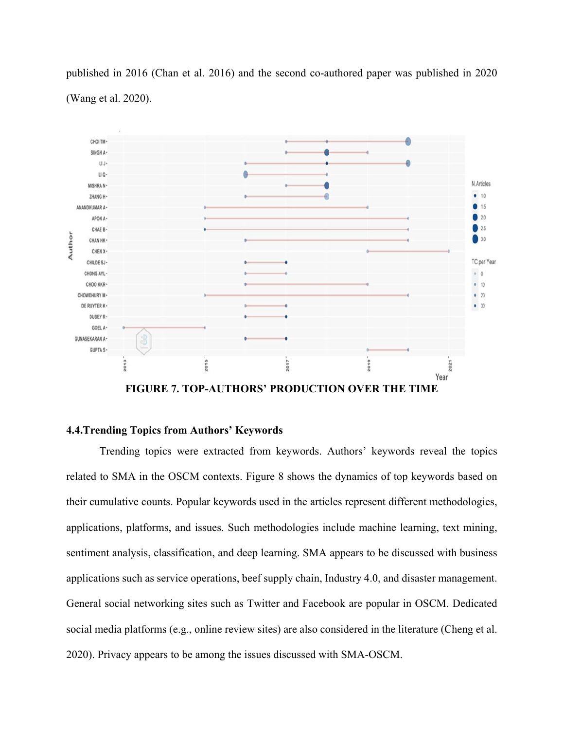published in 2016 (Chan et al. 2016) and the second co-authored paper was published in 2020 (Wang et al. 2020).

FIGURE 7. TOP-AUTHORS' PRODUCTION OVER THE TIME

### 4.4.Trending Topics from Authors' Keywords

Trending topics were extracted from keywords. Authors' keywords reveal the topics related to SMA in the OSCM contexts. Figure 8 shows the dynamics of top keywords based on their cumulative counts. Popular keywords used in the articles represent different methodologies, applications, platforms, and issues. Such methodologies include machine learning, text mining, sentiment analysis, classification, and deep learning. SMA appears to be discussed with business applications such as service operations, beef supply chain, Industry 4.0, and disaster management. General social networking sites such as Twitter and Facebook are popular in OSCM. Dedicated social media platforms (e.g., online review sites) are also considered in the literature (Cheng et al. 2020). Privacy appears to be among the issues discussed with SMA-OSCM.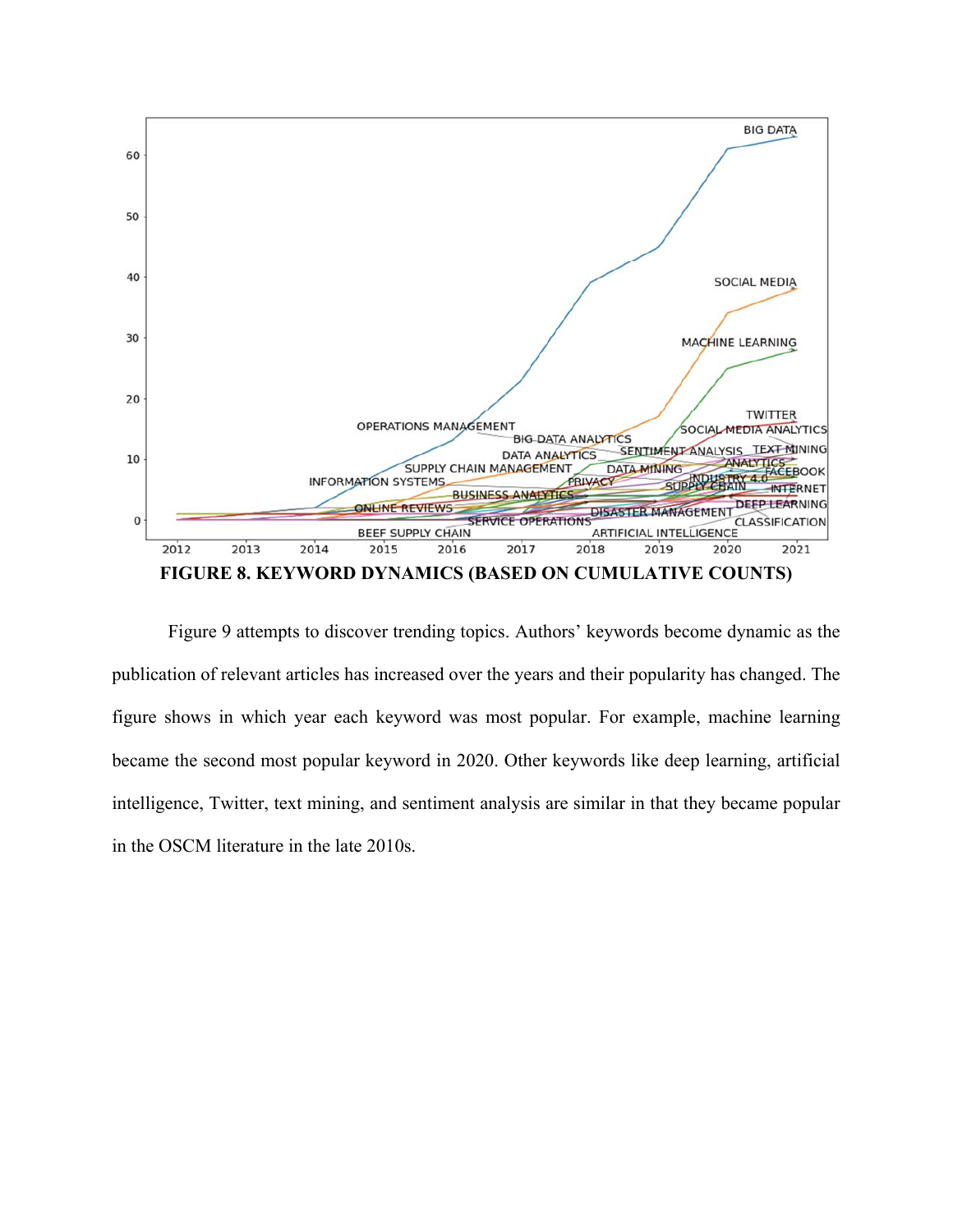**FIGURE 8. KEYWORD DYNAMICS (BASED ON CUMULATIVE COUNTS)**

Figure 9 attempts to discover trending topics. Authors' keywords become dynamic as the publication of relevant articles has increased over the years and their popularity has changed. The figure shows in which year each keyword was most popular. For example, machine learning became the second most popular keyword in 2020. Other keywords like deep learning, artificial intelligence, Twitter, text mining, and sentiment analysis are similar in that they became popular in the OSCM literature in the late 2010s.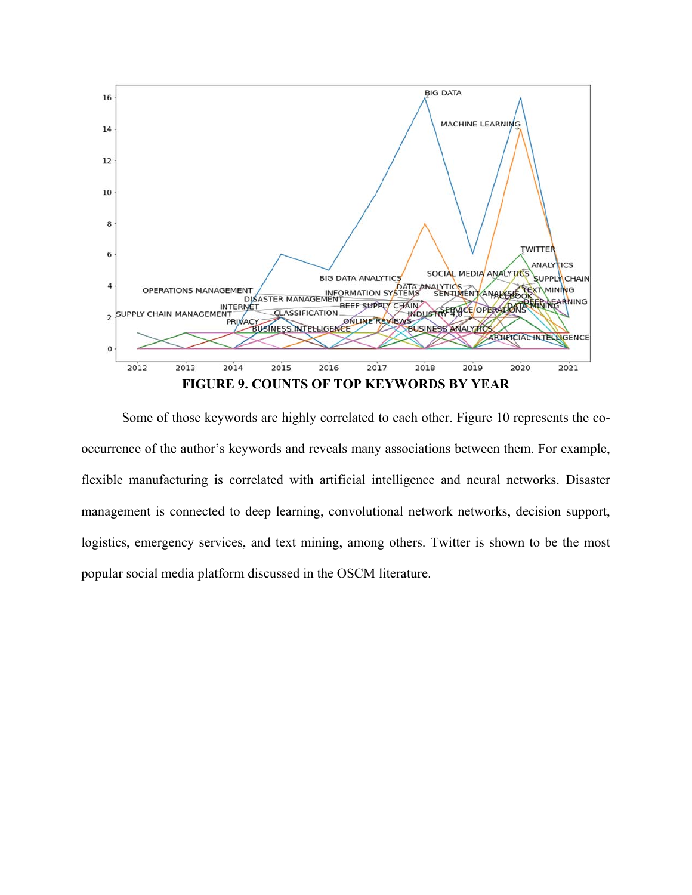**FIGURE 9. COUNTS OF TOP KEYWORDS BY YEAR**

Some of those keywords are highly correlated to each other. Figure 10 represents the co-occurrence of the author's keywords and reveals many associations between them. For example, flexible manufacturing is correlated with artificial intelligence and neural networks. Disaster management is connected to deep learning, convolutional network networks, decision support, logistics, emergency services, and text mining, among others. Twitter is shown to be the most popular social media platform discussed in the OSCM literature.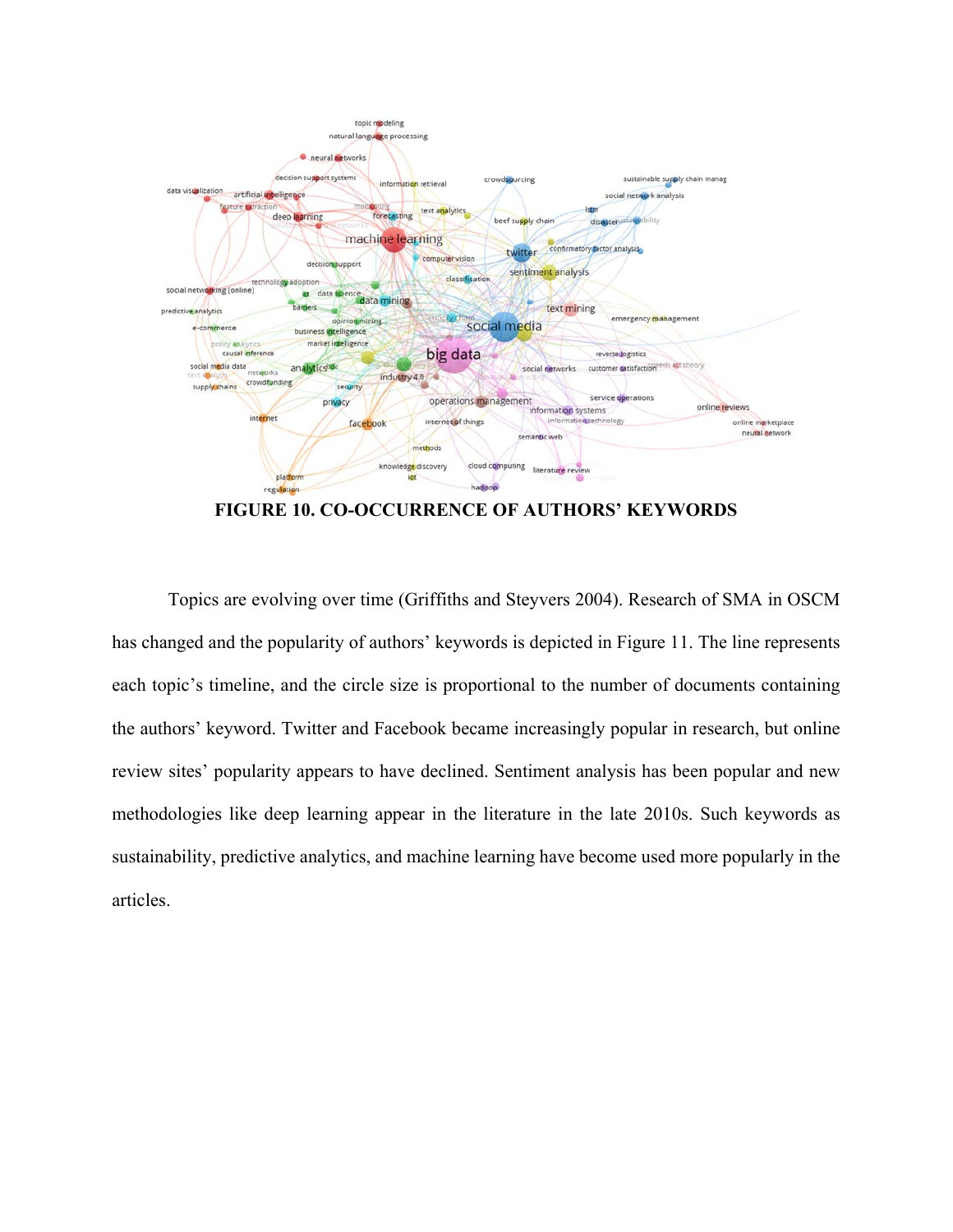**FIGURE 10. CO-OCCURRENCE OF AUTHORS' KEYWORDS**

Topics are evolving over time (Griffiths and Steyvers 2004). Research of SMA in OSCM has changed and the popularity of authors' keywords is depicted in Figure 11. The line represents each topic's timeline, and the circle size is proportional to the number of documents containing the authors' keyword. Twitter and Facebook became increasingly popular in research, but online review sites' popularity appears to have declined. Sentiment analysis has been popular and new methodologies like deep learning appear in the literature in the late 2010s. Such keywords as sustainability, predictive analytics, and machine learning have become used more popularly in the articles.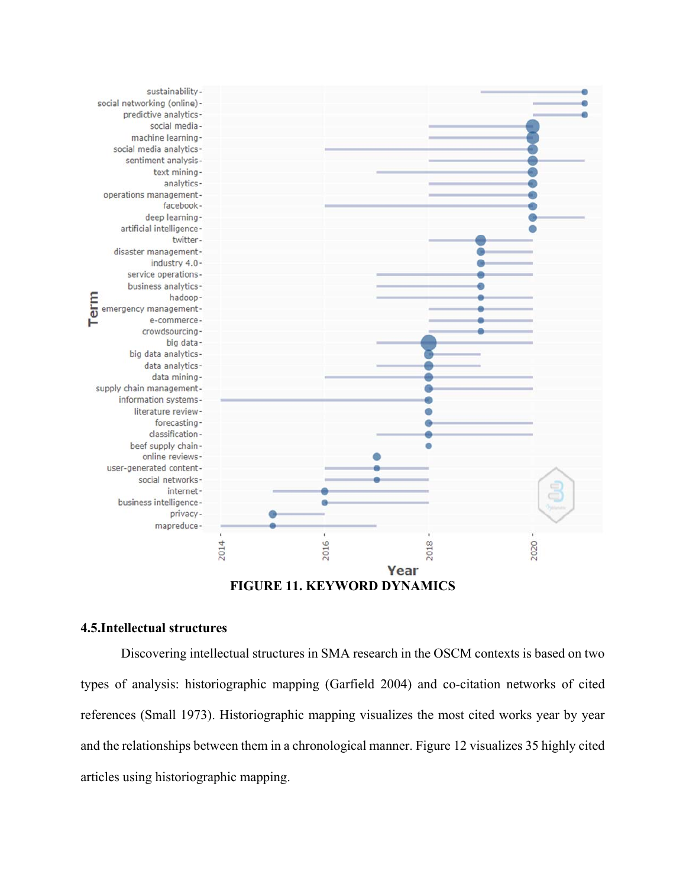FIGURE 11. KEYWORD DYNAMICS

## 4.5. Intellectual structures

Discovering intellectual structures in SMA research in the OSCM contexts is based on two types of analysis: historiographic mapping (Garfield 2004) and co-citation networks of cited references (Small 1973). Historiographic mapping visualizes the most cited works year by year and the relationships between them in a chronological manner. Figure 12 visualizes 35 highly cited articles using historiographic mapping.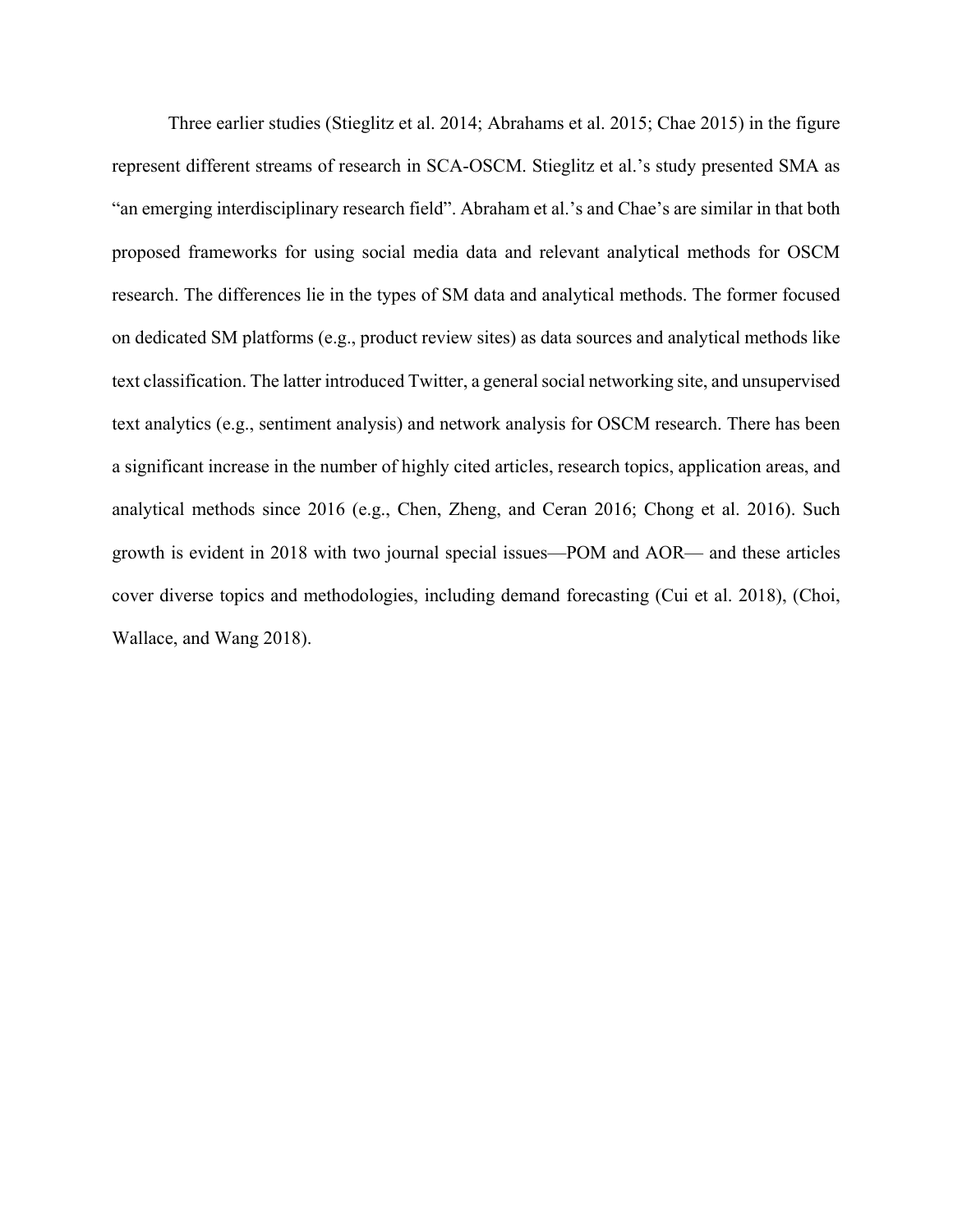Three earlier studies (Stieglitz et al. 2014; Abrahams et al. 2015; Chae 2015) in the figure represent different streams of research in SCA-OSCM. Stieglitz et al.'s study presented SMA as "an emerging interdisciplinary research field". Abraham et al.'s and Chae's are similar in that both proposed frameworks for using social media data and relevant analytical methods for OSCM research. The differences lie in the types of SM data and analytical methods. The former focused on dedicated SM platforms (e.g., product review sites) as data sources and analytical methods like text classification. The latter introduced Twitter, a general social networking site, and unsupervised text analytics (e.g., sentiment analysis) and network analysis for OSCM research. There has been a significant increase in the number of highly cited articles, research topics, application areas, and analytical methods since 2016 (e.g., Chen, Zheng, and Ceran 2016; Chong et al. 2016). Such growth is evident in 2018 with two journal special issues—POM and AOR— and these articles cover diverse topics and methodologies, including demand forecasting (Cui et al. 2018), (Choi, Wallace, and Wang 2018).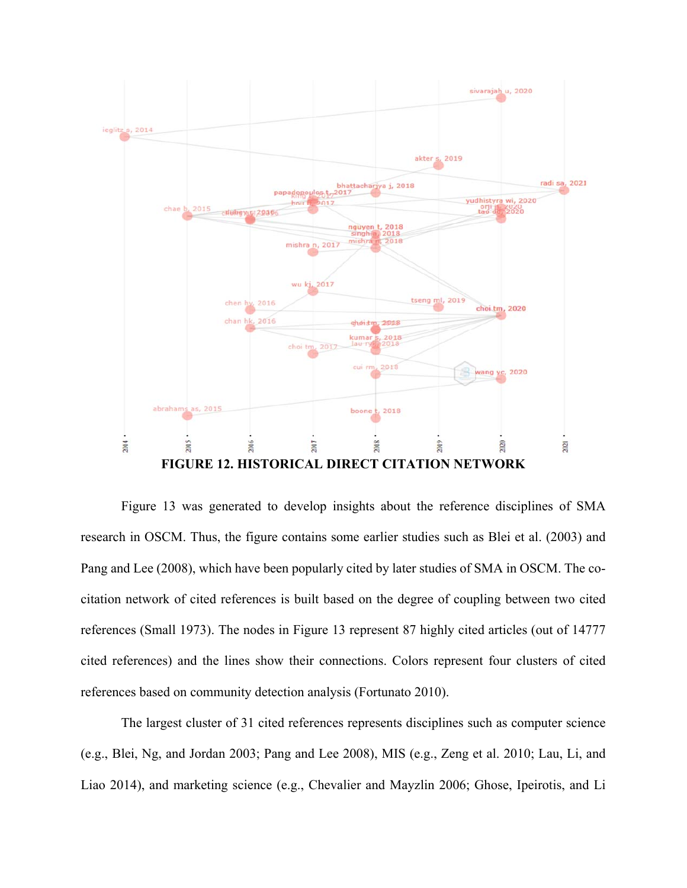**FIGURE 12. HISTORICAL DIRECT CITATION NETWORK**

Figure 13 was generated to develop insights about the reference disciplines of SMA research in OSCM. Thus, the figure contains some earlier studies such as Blei et al. (2003) and Pang and Lee (2008), which have been popularly cited by later studies of SMA in OSCM. The co-citation network of cited references is built based on the degree of coupling between two cited references (Small 1973). The nodes in Figure 13 represent 87 highly cited articles (out of 14777 cited references) and the lines show their connections. Colors represent four clusters of cited references based on community detection analysis (Fortunato 2010).

The largest cluster of 31 cited references represents disciplines such as computer science (e.g., Blei, Ng, and Jordan 2003; Pang and Lee 2008), MIS (e.g., Zeng et al. 2010; Lau, Li, and Liao 2014), and marketing science (e.g., Chevalier and Mayzlin 2006; Ghose, Ipeirotis, and Li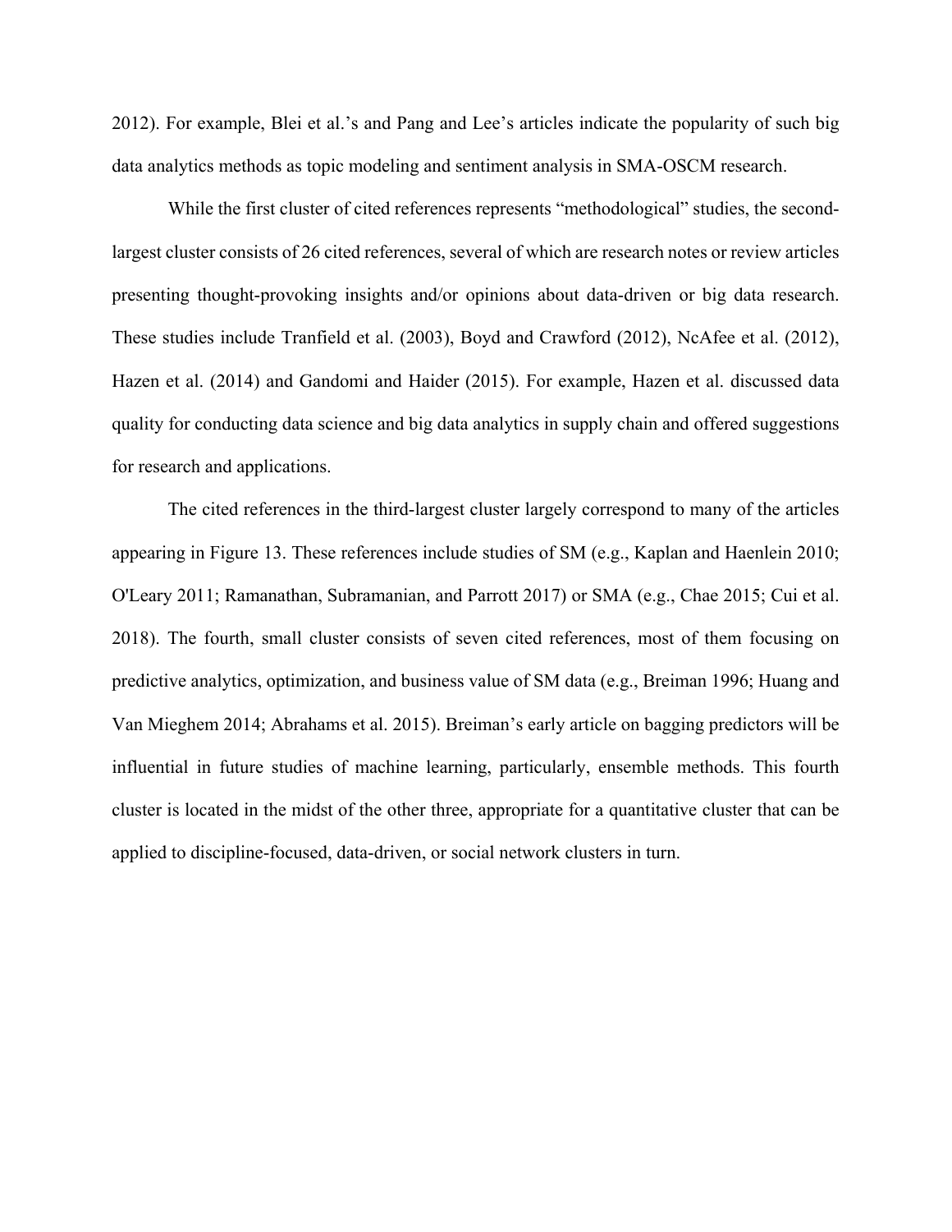2012). For example, Blei et al.'s and Pang and Lee's articles indicate the popularity of such big data analytics methods as topic modeling and sentiment analysis in SMA-OSCM research.

While the first cluster of cited references represents "methodological" studies, the second-largest cluster consists of 26 cited references, several of which are research notes or review articles presenting thought-provoking insights and/or opinions about data-driven or big data research. These studies include Tranfield et al. (2003), Boyd and Crawford (2012), NcAfee et al. (2012), Hazen et al. (2014) and Gandomi and Haider (2015). For example, Hazen et al. discussed data quality for conducting data science and big data analytics in supply chain and offered suggestions for research and applications.

The cited references in the third-largest cluster largely correspond to many of the articles appearing in Figure 13. These references include studies of SM (e.g., Kaplan and Haenlein 2010; O'Leary 2011; Ramanathan, Subramanian, and Parrott 2017) or SMA (e.g., Chae 2015; Cui et al. 2018). The fourth, small cluster consists of seven cited references, most of them focusing on predictive analytics, optimization, and business value of SM data (e.g., Breiman 1996; Huang and Van Mieghem 2014; Abrahams et al. 2015). Breiman's early article on bagging predictors will be influential in future studies of machine learning, particularly, ensemble methods. This fourth cluster is located in the midst of the other three, appropriate for a quantitative cluster that can be applied to discipline-focused, data-driven, or social network clusters in turn.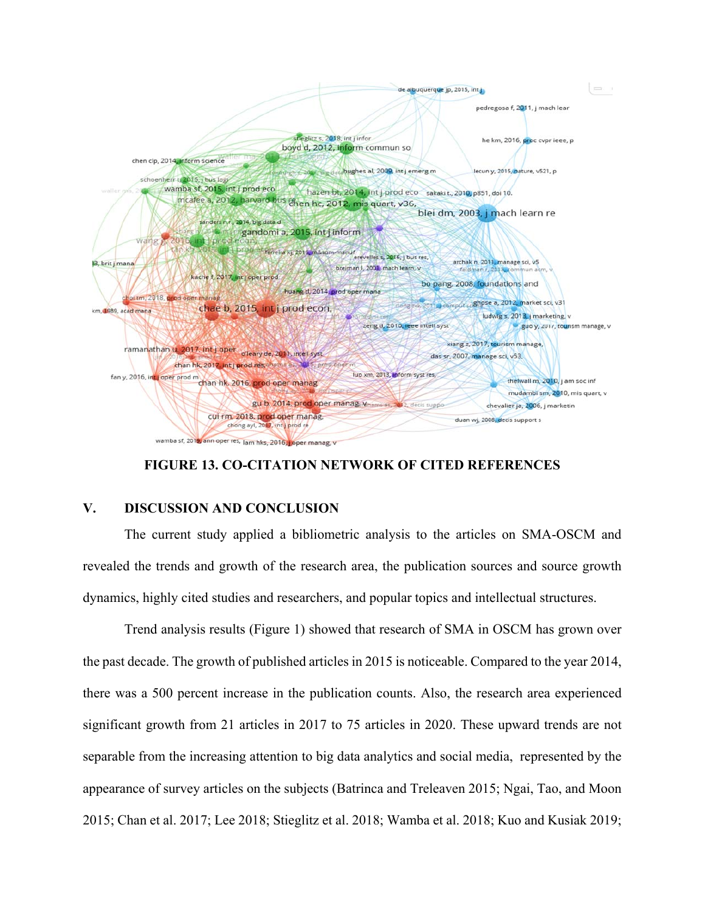**FIGURE 13. CO-CITATION NETWORK OF CITED REFERENCES**

## V. DISCUSSION AND CONCLUSION

The current study applied a bibliometric analysis to the articles on SMA-OSCM and revealed the trends and growth of the research area, the publication sources and source growth dynamics, highly cited studies and researchers, and popular topics and intellectual structures.

Trend analysis results (Figure 1) showed that research of SMA in OSCM has grown over the past decade. The growth of published articles in 2015 is noticeable. Compared to the year 2014, there was a 500 percent increase in the publication counts. Also, the research area experienced significant growth from 21 articles in 2017 to 75 articles in 2020. These upward trends are not separable from the increasing attention to big data analytics and social media, represented by the appearance of survey articles on the subjects (Batrinca and Treleaven 2015; Ngai, Tao, and Moon 2015; Chan et al. 2017; Lee 2018; Stieglitz et al. 2018; Wamba et al. 2018; Kuo and Kusiak 2019;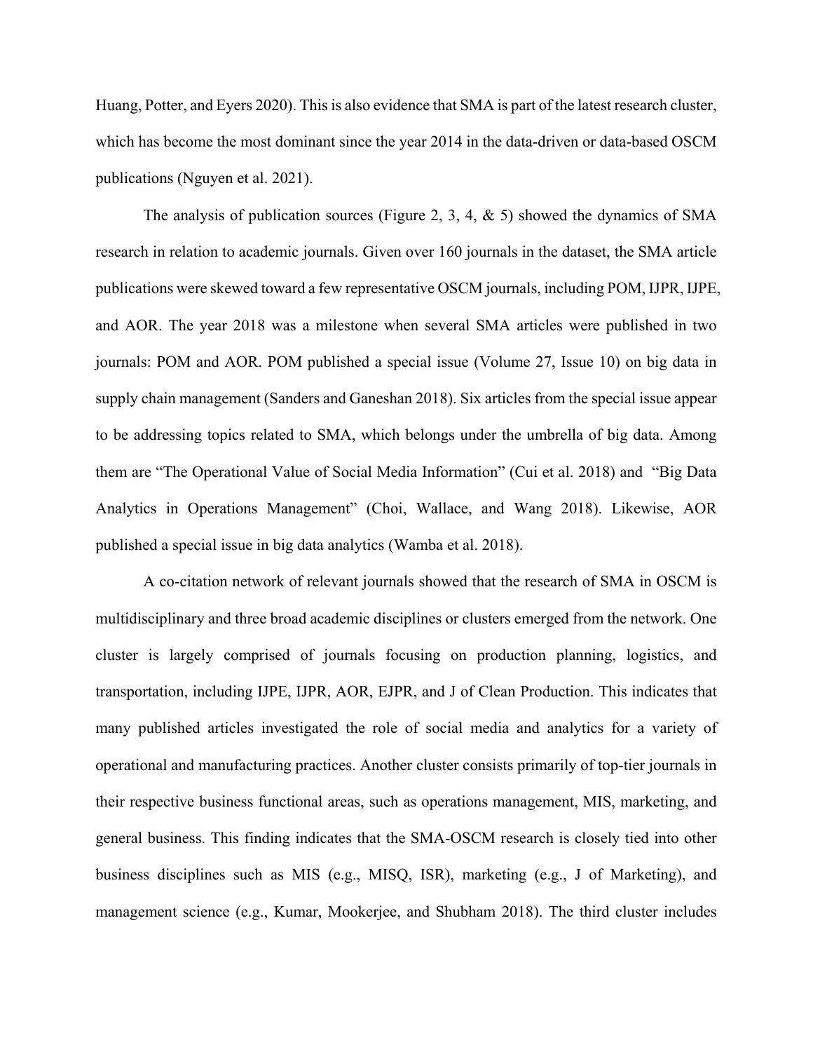Huang, Potter, and Eyers 2020). This is also evidence that SMA is part of the latest research cluster, which has become the most dominant since the year 2014 in the data-driven or data-based OSCM publications (Nguyen et al. 2021).

The analysis of publication sources (Figure 2, 3, 4, & 5) showed the dynamics of SMA research in relation to academic journals. Given over 160 journals in the dataset, the SMA article publications were skewed toward a few representative OSCM journals, including POM, IJPR, IJPE, and AOR. The year 2018 was a milestone when several SMA articles were published in two journals: POM and AOR. POM published a special issue (Volume 27, Issue 10) on big data in supply chain management (Sanders and Ganeshan 2018). Six articles from the special issue appear to be addressing topics related to SMA, which belongs under the umbrella of big data. Among them are "The Operational Value of Social Media Information" (Cui et al. 2018) and "Big Data Analytics in Operations Management" (Choi, Wallace, and Wang 2018). Likewise, AOR published a special issue in big data analytics (Wamba et al. 2018).

A co-citation network of relevant journals showed that the research of SMA in OSCM is multidisciplinary and three broad academic disciplines or clusters emerged from the network. One cluster is largely comprised of journals focusing on production planning, logistics, and transportation, including IJPE, IJPR, AOR, EJPR, and J of Clean Production. This indicates that many published articles investigated the role of social media and analytics for a variety of operational and manufacturing practices. Another cluster consists primarily of top-tier journals in their respective business functional areas, such as operations management, MIS, marketing, and general business. This finding indicates that the SMA-OSCM research is closely tied into other business disciplines such as MIS (e.g., MISQ, ISR), marketing (e.g., J of Marketing), and management science (e.g., Kumar, Mookerjee, and Shubham 2018). The third cluster includes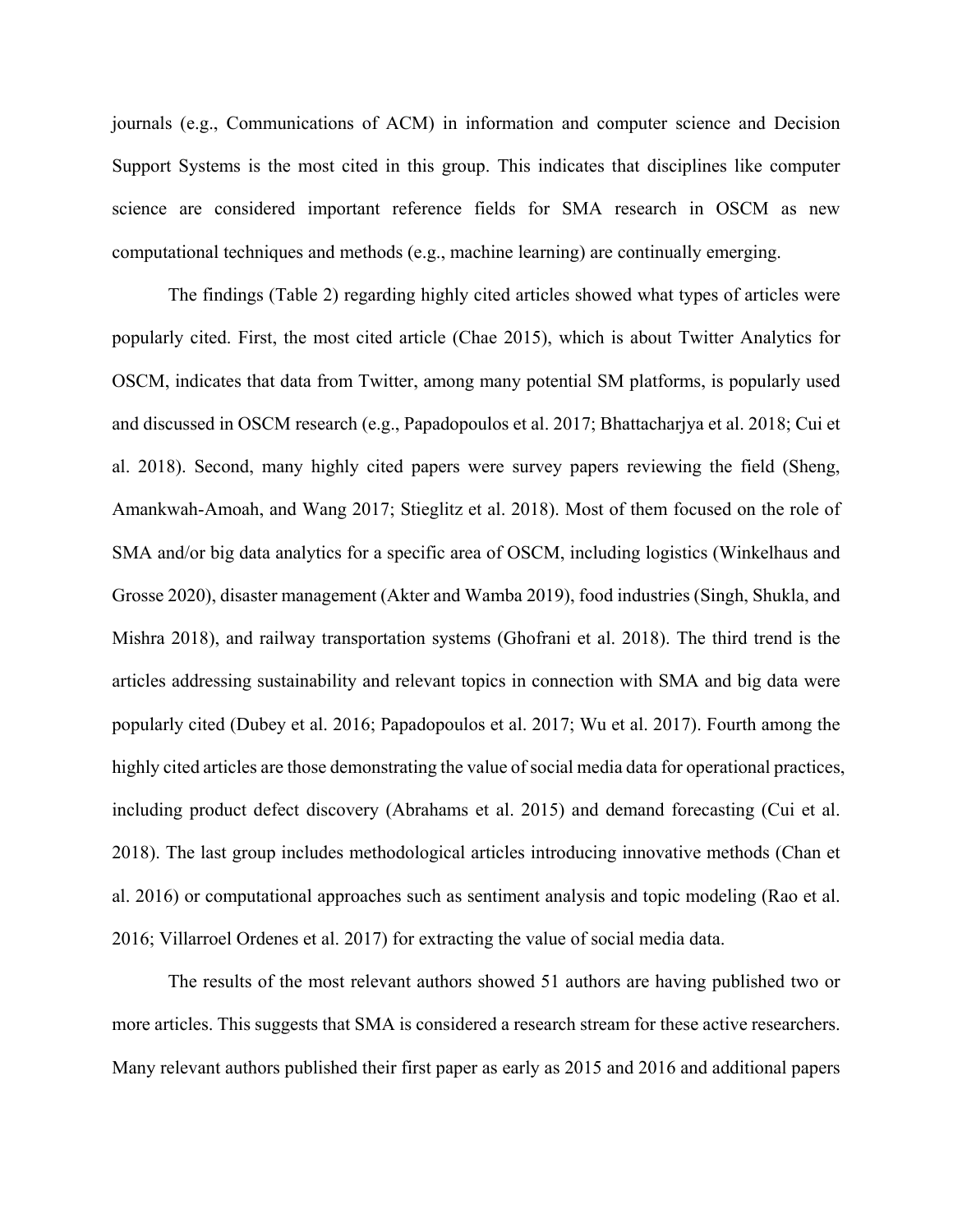journals (e.g., Communications of ACM) in information and computer science and Decision Support Systems is the most cited in this group. This indicates that disciplines like computer science are considered important reference fields for SMA research in OSCM as new computational techniques and methods (e.g., machine learning) are continually emerging.

The findings (Table 2) regarding highly cited articles showed what types of articles were popularly cited. First, the most cited article (Chae 2015), which is about Twitter Analytics for OSCM, indicates that data from Twitter, among many potential SM platforms, is popularly used and discussed in OSCM research (e.g., Papadopoulos et al. 2017; Bhattacharjya et al. 2018; Cui et al. 2018). Second, many highly cited papers were survey papers reviewing the field (Sheng, Amankwah-Amoah, and Wang 2017; Stieglitz et al. 2018). Most of them focused on the role of SMA and/or big data analytics for a specific area of OSCM, including logistics (Winkelhaus and Grosse 2020), disaster management (Akter and Wamba 2019), food industries (Singh, Shukla, and Mishra 2018), and railway transportation systems (Ghofrani et al. 2018). The third trend is the articles addressing sustainability and relevant topics in connection with SMA and big data were popularly cited (Dubey et al. 2016; Papadopoulos et al. 2017; Wu et al. 2017). Fourth among the highly cited articles are those demonstrating the value of social media data for operational practices, including product defect discovery (Abrahams et al. 2015) and demand forecasting (Cui et al. 2018). The last group includes methodological articles introducing innovative methods (Chan et al. 2016) or computational approaches such as sentiment analysis and topic modeling (Rao et al. 2016; Villarroel Ordenes et al. 2017) for extracting the value of social media data.

The results of the most relevant authors showed 51 authors are having published two or more articles. This suggests that SMA is considered a research stream for these active researchers. Many relevant authors published their first paper as early as 2015 and 2016 and additional papers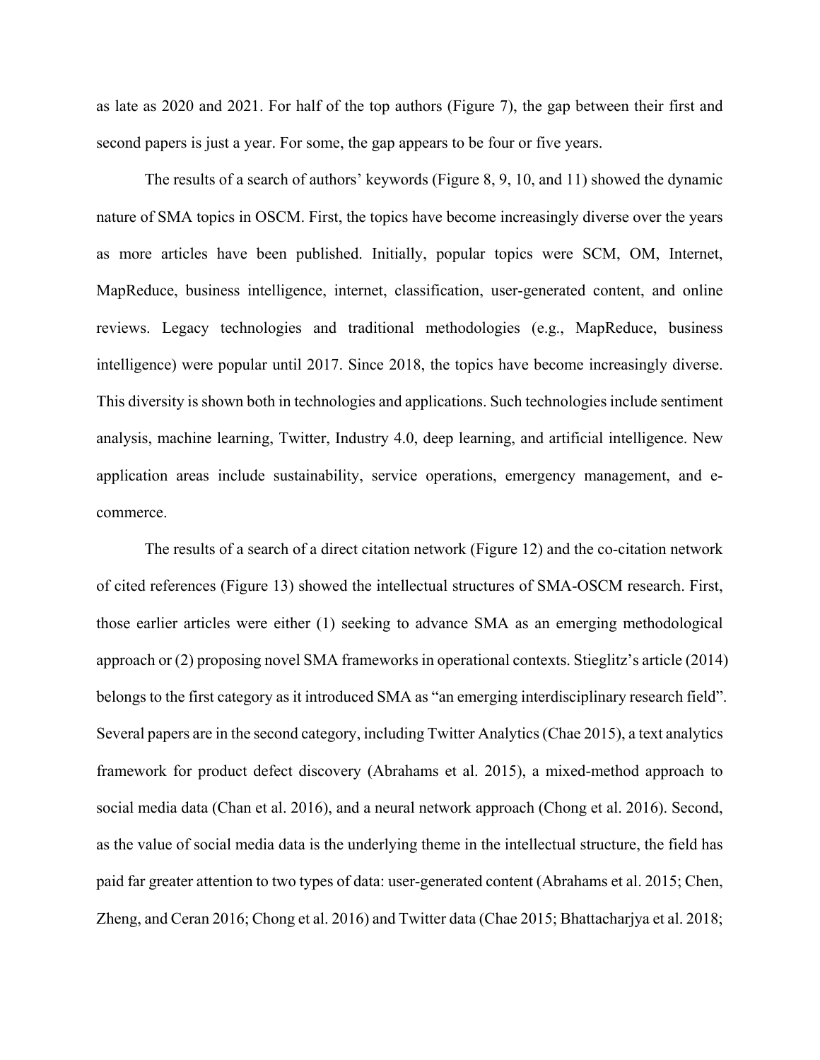as late as 2020 and 2021. For half of the top authors (Figure 7), the gap between their first and second papers is just a year. For some, the gap appears to be four or five years.

The results of a search of authors' keywords (Figure 8, 9, 10, and 11) showed the dynamic nature of SMA topics in OSCM. First, the topics have become increasingly diverse over the years as more articles have been published. Initially, popular topics were SCM, OM, Internet, MapReduce, business intelligence, internet, classification, user-generated content, and online reviews. Legacy technologies and traditional methodologies (e.g., MapReduce, business intelligence) were popular until 2017. Since 2018, the topics have become increasingly diverse. This diversity is shown both in technologies and applications. Such technologies include sentiment analysis, machine learning, Twitter, Industry 4.0, deep learning, and artificial intelligence. New application areas include sustainability, service operations, emergency management, and e-commerce.

The results of a search of a direct citation network (Figure 12) and the co-citation network of cited references (Figure 13) showed the intellectual structures of SMA-OSCM research. First, those earlier articles were either (1) seeking to advance SMA as an emerging methodological approach or (2) proposing novel SMA frameworks in operational contexts. Stieglitz's article (2014) belongs to the first category as it introduced SMA as "an emerging interdisciplinary research field". Several papers are in the second category, including Twitter Analytics (Chae 2015), a text analytics framework for product defect discovery (Abrahams et al. 2015), a mixed-method approach to social media data (Chan et al. 2016), and a neural network approach (Chong et al. 2016). Second, as the value of social media data is the underlying theme in the intellectual structure, the field has paid far greater attention to two types of data: user-generated content (Abrahams et al. 2015; Chen, Zheng, and Ceran 2016; Chong et al. 2016) and Twitter data (Chae 2015; Bhattacharjya et al. 2018;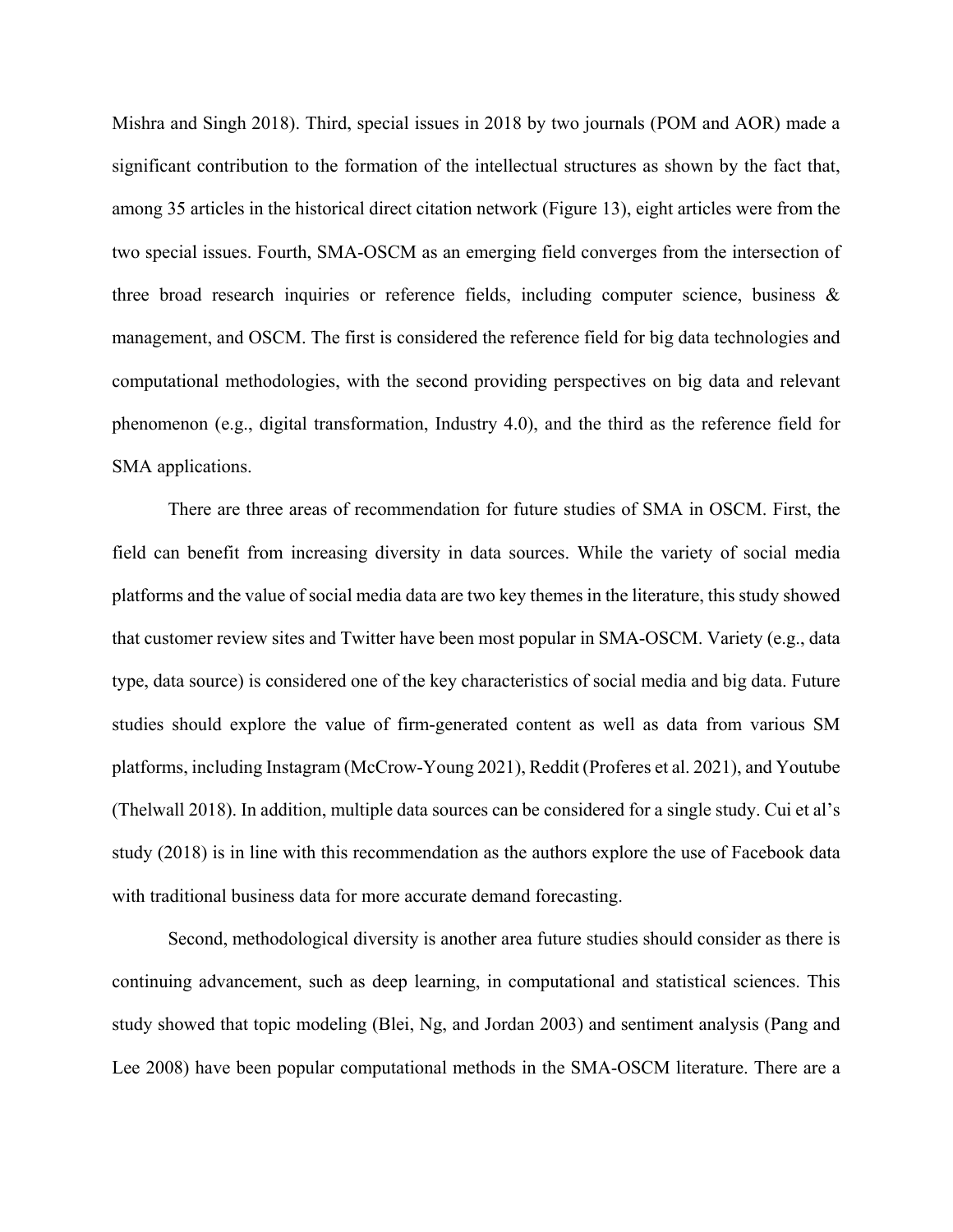Mishra and Singh 2018). Third, special issues in 2018 by two journals (POM and AOR) made a significant contribution to the formation of the intellectual structures as shown by the fact that, among 35 articles in the historical direct citation network (Figure 13), eight articles were from the two special issues. Fourth, SMA-OSCM as an emerging field converges from the intersection of three broad research inquiries or reference fields, including computer science, business & management, and OSCM. The first is considered the reference field for big data technologies and computational methodologies, with the second providing perspectives on big data and relevant phenomenon (e.g., digital transformation, Industry 4.0), and the third as the reference field for SMA applications.

There are three areas of recommendation for future studies of SMA in OSCM. First, the field can benefit from increasing diversity in data sources. While the variety of social media platforms and the value of social media data are two key themes in the literature, this study showed that customer review sites and Twitter have been most popular in SMA-OSCM. Variety (e.g., data type, data source) is considered one of the key characteristics of social media and big data. Future studies should explore the value of firm-generated content as well as data from various SM platforms, including Instagram (McCrow-Young 2021), Reddit (Proferes et al. 2021), and Youtube (Thelwall 2018). In addition, multiple data sources can be considered for a single study. Cui et al's study (2018) is in line with this recommendation as the authors explore the use of Facebook data with traditional business data for more accurate demand forecasting.

Second, methodological diversity is another area future studies should consider as there is continuing advancement, such as deep learning, in computational and statistical sciences. This study showed that topic modeling (Blei, Ng, and Jordan 2003) and sentiment analysis (Pang and Lee 2008) have been popular computational methods in the SMA-OSCM literature. There are a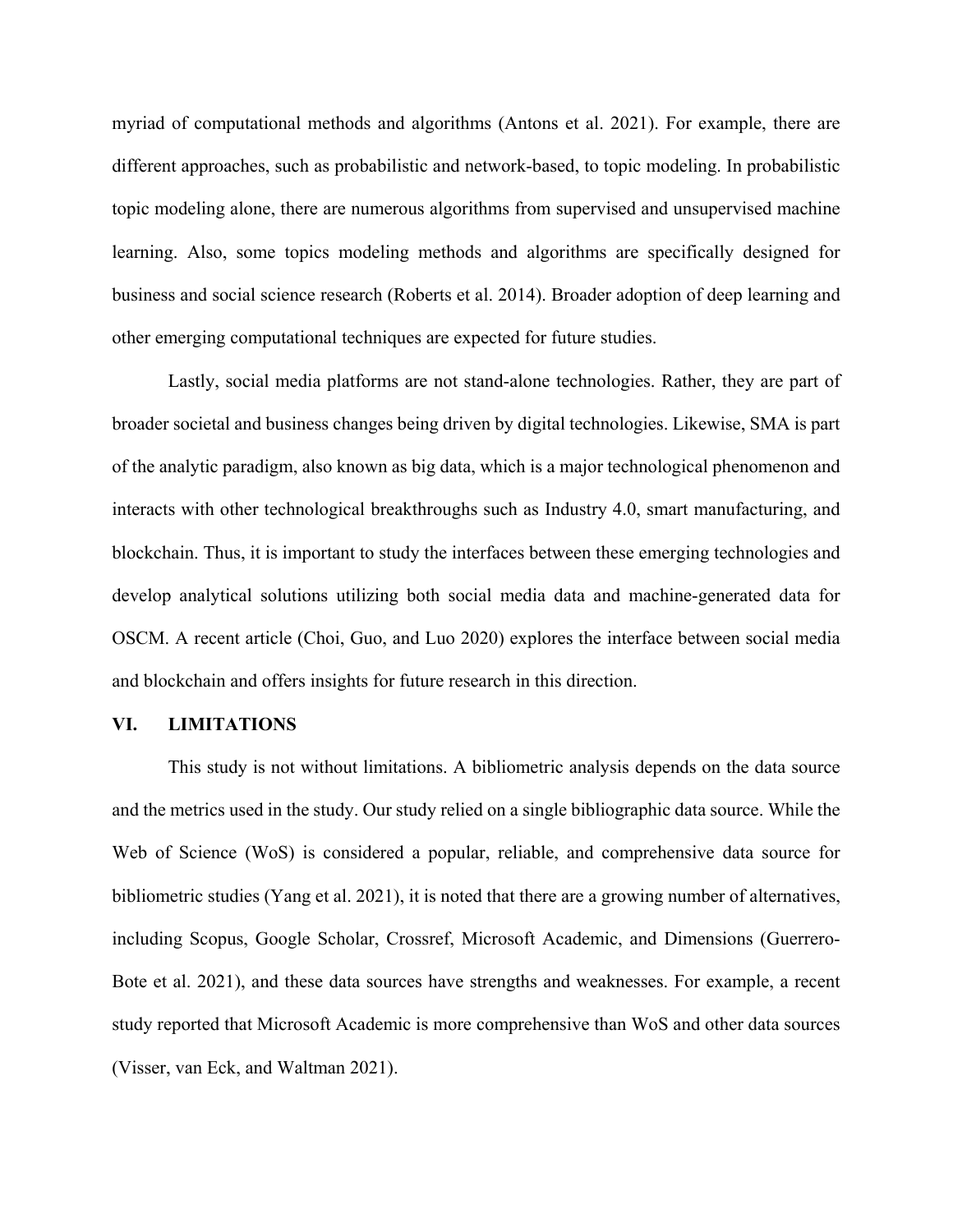myriad of computational methods and algorithms (Antons et al. 2021). For example, there are different approaches, such as probabilistic and network-based, to topic modeling. In probabilistic topic modeling alone, there are numerous algorithms from supervised and unsupervised machine learning. Also, some topics modeling methods and algorithms are specifically designed for business and social science research (Roberts et al. 2014). Broader adoption of deep learning and other emerging computational techniques are expected for future studies.

Lastly, social media platforms are not stand-alone technologies. Rather, they are part of broader societal and business changes being driven by digital technologies. Likewise, SMA is part of the analytic paradigm, also known as big data, which is a major technological phenomenon and interacts with other technological breakthroughs such as Industry 4.0, smart manufacturing, and blockchain. Thus, it is important to study the interfaces between these emerging technologies and develop analytical solutions utilizing both social media data and machine-generated data for OSCM. A recent article (Choi, Guo, and Luo 2020) explores the interface between social media and blockchain and offers insights for future research in this direction.

## VI. LIMITATIONS

This study is not without limitations. A bibliometric analysis depends on the data source and the metrics used in the study. Our study relied on a single bibliographic data source. While the Web of Science (WoS) is considered a popular, reliable, and comprehensive data source for bibliometric studies (Yang et al. 2021), it is noted that there are a growing number of alternatives, including Scopus, Google Scholar, Crossref, Microsoft Academic, and Dimensions (Guerrero-Bote et al. 2021), and these data sources have strengths and weaknesses. For example, a recent study reported that Microsoft Academic is more comprehensive than WoS and other data sources (Visser, van Eck, and Waltman 2021).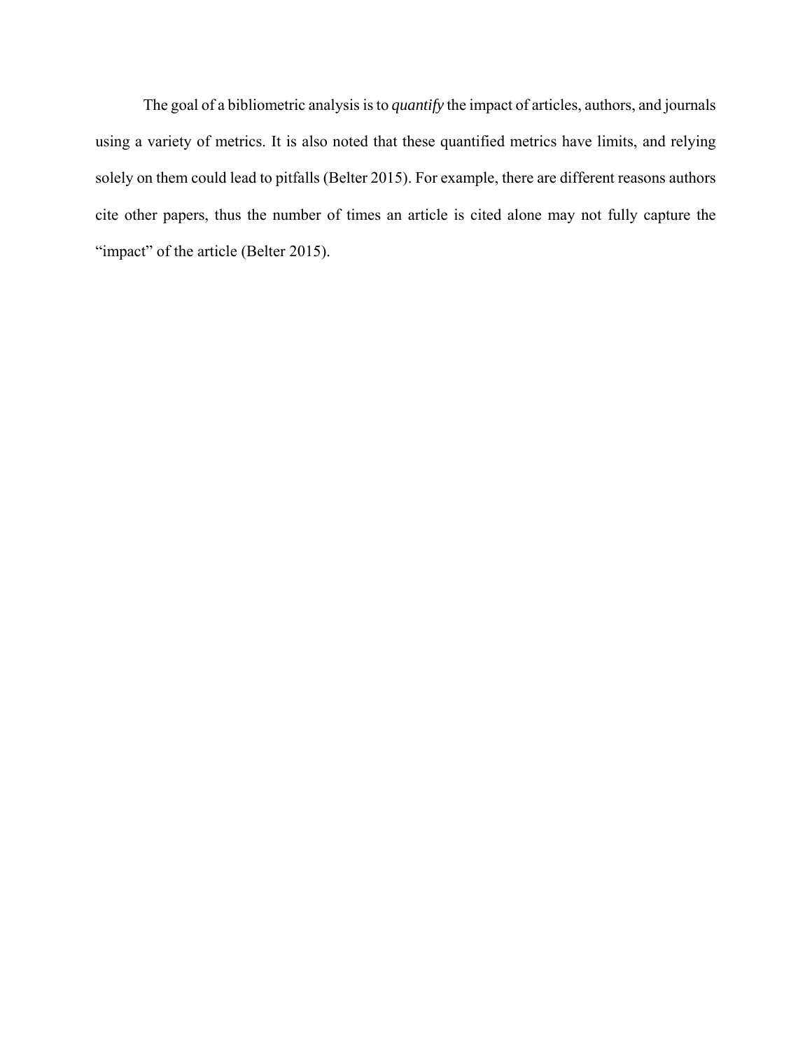The goal of a bibliometric analysis is to *quantify* the impact of articles, authors, and journals using a variety of metrics. It is also noted that these quantified metrics have limits, and relying solely on them could lead to pitfalls (Belter 2015). For example, there are different reasons authors cite other papers, thus the number of times an article is cited alone may not fully capture the "impact" of the article (Belter 2015).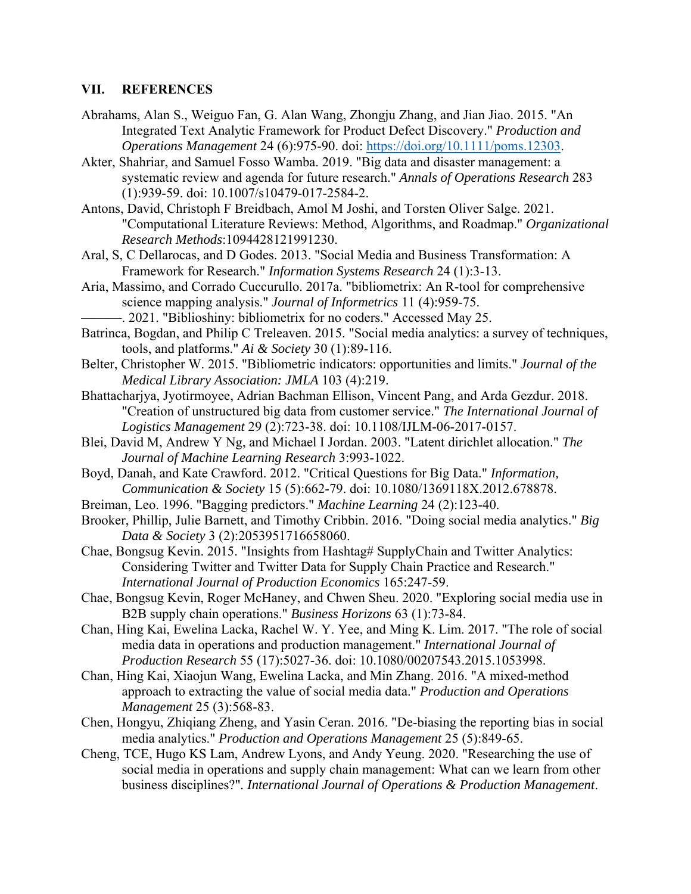## VII. REFERENCES

Abrahams, Alan S., Weiguo Fan, G. Alan Wang, Zhongju Zhang, and Jian Jiao. 2015. "An Integrated Text Analytic Framework for Product Defect Discovery." *Production and Operations Management* 24 (6):975-90. doi: https://doi.org/10.1111/poms.12303.

Akter, Shahriar, and Samuel Fosso Wamba. 2019. "Big data and disaster management: a systematic review and agenda for future research." *Annals of Operations Research* 283 (1):939-59. doi: 10.1007/s10479-017-2584-2.

Antons, David, Christoph F Breidbach, Amol M Joshi, and Torsten Oliver Salge. 2021. "Computational Literature Reviews: Method, Algorithms, and Roadmap." *Organizational Research Methods*:1094428121991230.

Aral, S, C Dellarocas, and D Godes. 2013. "Social Media and Business Transformation: A Framework for Research." *Information Systems Research* 24 (1):3-13.

Aria, Massimo, and Corrado Cuccurullo. 2017a. "bibliometrix: An R-tool for comprehensive science mapping analysis." *Journal of Informetrics* 11 (4):959-75.

———. 2021. "Biblioshiny: bibliometrix for no coders." Accessed May 25.

Batrinca, Bogdan, and Philip C Treleaven. 2015. "Social media analytics: a survey of techniques, tools, and platforms." *Ai & Society* 30 (1):89-116.

Belter, Christopher W. 2015. "Bibliometric indicators: opportunities and limits." *Journal of the Medical Library Association: JMLA* 103 (4):219.

Bhattacharjya, Jyotirmoyee, Adrian Bachman Ellison, Vincent Pang, and Arda Gezdur. 2018. "Creation of unstructured big data from customer service." *The International Journal of Logistics Management* 29 (2):723-38. doi: 10.1108/IJLM-06-2017-0157.

Blei, David M, Andrew Y Ng, and Michael I Jordan. 2003. "Latent dirichlet allocation." *The Journal of Machine Learning Research* 3:993-1022.

Boyd, Danah, and Kate Crawford. 2012. "Critical Questions for Big Data." *Information, Communication & Society* 15 (5):662-79. doi: 10.1080/1369118X.2012.678878.

Breiman, Leo. 1996. "Bagging predictors." *Machine Learning* 24 (2):123-40.

Brooker, Phillip, Julie Barnett, and Timothy Cribbin. 2016. "Doing social media analytics." *Big Data & Society* 3 (2):2053951716658060.

Chae, Bongsug Kevin. 2015. "Insights from Hashtag# SupplyChain and Twitter Analytics: Considering Twitter and Twitter Data for Supply Chain Practice and Research." *International Journal of Production Economics* 165:247-59.

Chae, Bongsug Kevin, Roger McHaney, and Chwen Sheu. 2020. "Exploring social media use in B2B supply chain operations." *Business Horizons* 63 (1):73-84.

Chan, Hing Kai, Ewelina Lacka, Rachel W. Y. Yee, and Ming K. Lim. 2017. "The role of social media data in operations and production management." *International Journal of Production Research* 55 (17):5027-36. doi: 10.1080/00207543.2015.1053998.

Chan, Hing Kai, Xiaojun Wang, Ewelina Lacka, and Min Zhang. 2016. "A mixed-method approach to extracting the value of social media data." *Production and Operations Management* 25 (3):568-83.

Chen, Hongyu, Zhiqiang Zheng, and Yasin Ceran. 2016. "De-biasing the reporting bias in social media analytics." *Production and Operations Management* 25 (5):849-65.

Cheng, TCE, Hugo KS Lam, Andrew Lyons, and Andy Yeung. 2020. "Researching the use of social media in operations and supply chain management: What can we learn from other business disciplines?". *International Journal of Operations & Production Management*.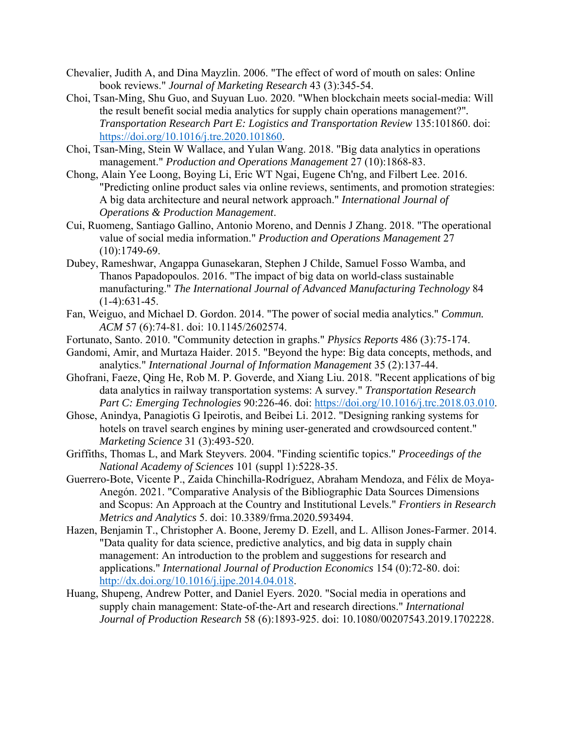Chevalier, Judith A, and Dina Mayzlin. 2006. "The effect of word of mouth on sales: Online book reviews." *Journal of Marketing Research* 43 (3):345-54.

Choi, Tsan-Ming, Shu Guo, and Suyuan Luo. 2020. "When blockchain meets social-media: Will the result benefit social media analytics for supply chain operations management?". *Transportation Research Part E: Logistics and Transportation Review* 135:101860. doi: https://doi.org/10.1016/j.tre.2020.101860.

Choi, Tsan-Ming, Stein W Wallace, and Yulan Wang. 2018. "Big data analytics in operations management." *Production and Operations Management* 27 (10):1868-83.

Chong, Alain Yee Loong, Boying Li, Eric WT Ngai, Eugene Ch'ng, and Filbert Lee. 2016. "Predicting online product sales via online reviews, sentiments, and promotion strategies: A big data architecture and neural network approach." *International Journal of Operations & Production Management*.

Cui, Ruomeng, Santiago Gallino, Antonio Moreno, and Dennis J Zhang. 2018. "The operational value of social media information." *Production and Operations Management* 27 (10):1749-69.

Dubey, Rameshwar, Angappa Gunasekaran, Stephen J Childe, Samuel Fosso Wamba, and Thanos Papadopoulos. 2016. "The impact of big data on world-class sustainable manufacturing." *The International Journal of Advanced Manufacturing Technology* 84 (1-4):631-45.

Fan, Weiguo, and Michael D. Gordon. 2014. "The power of social media analytics." *Commun. ACM* 57 (6):74-81. doi: 10.1145/2602574.

Fortunato, Santo. 2010. "Community detection in graphs." *Physics Reports* 486 (3):75-174.

Gandomi, Amir, and Murtaza Haider. 2015. "Beyond the hype: Big data concepts, methods, and analytics." *International Journal of Information Management* 35 (2):137-44.

Ghofrani, Faeze, Qing He, Rob M. P. Goverde, and Xiang Liu. 2018. "Recent applications of big data analytics in railway transportation systems: A survey." *Transportation Research Part C: Emerging Technologies* 90:226-46. doi: https://doi.org/10.1016/j.trc.2018.03.010.

Ghose, Anindya, Panagiotis G Ipeirotis, and Beibei Li. 2012. "Designing ranking systems for hotels on travel search engines by mining user-generated and crowdsourced content." *Marketing Science* 31 (3):493-520.

Griffiths, Thomas L, and Mark Steyvers. 2004. "Finding scientific topics." *Proceedings of the National Academy of Sciences* 101 (suppl 1):5228-35.

Guerrero-Bote, Vicente P., Zaida Chinchilla-Rodríguez, Abraham Mendoza, and Félix de Moya-Anegón. 2021. "Comparative Analysis of the Bibliographic Data Sources Dimensions and Scopus: An Approach at the Country and Institutional Levels." *Frontiers in Research Metrics and Analytics* 5. doi: 10.3389/frma.2020.593494.

Hazen, Benjamin T., Christopher A. Boone, Jeremy D. Ezell, and L. Allison Jones-Farmer. 2014. "Data quality for data science, predictive analytics, and big data in supply chain management: An introduction to the problem and suggestions for research and applications." *International Journal of Production Economics* 154 (0):72-80. doi: http://dx.doi.org/10.1016/j.ijpe.2014.04.018.

Huang, Shupeng, Andrew Potter, and Daniel Eyers. 2020. "Social media in operations and supply chain management: State-of-the-Art and research directions." *International Journal of Production Research* 58 (6):1893-925. doi: 10.1080/00207543.2019.1702228.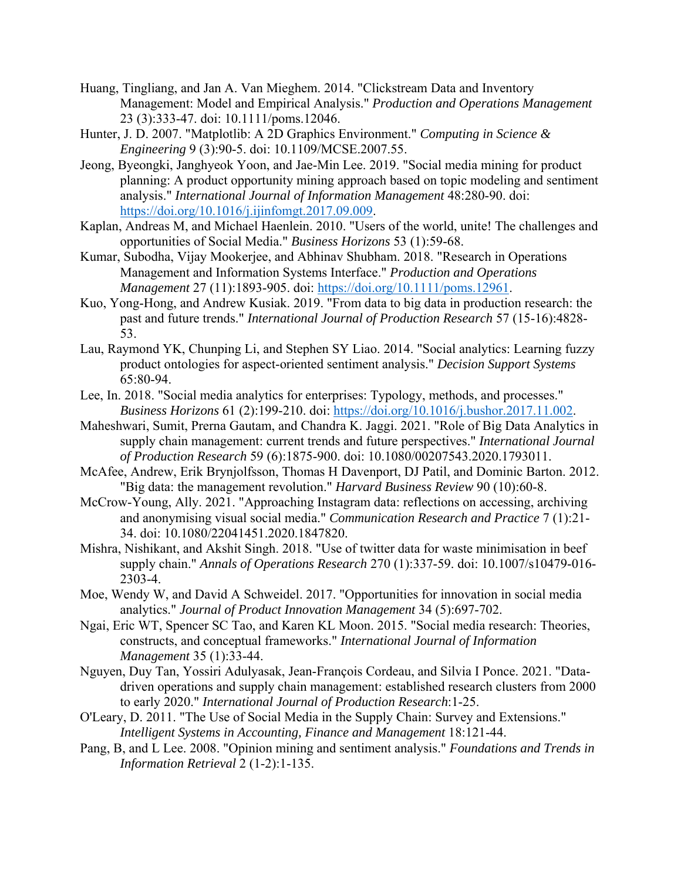Huang, Tingliang, and Jan A. Van Mieghem. 2014. "Clickstream Data and Inventory Management: Model and Empirical Analysis." *Production and Operations Management* 23 (3):333-47. doi: 10.1111/poms.12046.

Hunter, J. D. 2007. "Matplotlib: A 2D Graphics Environment." *Computing in Science & Engineering* 9 (3):90-5. doi: 10.1109/MCSE.2007.55.

Jeong, Byeongki, Janghyeok Yoon, and Jae-Min Lee. 2019. "Social media mining for product planning: A product opportunity mining approach based on topic modeling and sentiment analysis." *International Journal of Information Management* 48:280-90. doi: https://doi.org/10.1016/j.ijinfomgt.2017.09.009.

Kaplan, Andreas M, and Michael Haenlein. 2010. "Users of the world, unite! The challenges and opportunities of Social Media." *Business Horizons* 53 (1):59-68.

Kumar, Subodha, Vijay Mookerjee, and Abhinav Shubham. 2018. "Research in Operations Management and Information Systems Interface." *Production and Operations Management* 27 (11):1893-905. doi: https://doi.org/10.1111/poms.12961.

Kuo, Yong-Hong, and Andrew Kusiak. 2019. "From data to big data in production research: the past and future trends." *International Journal of Production Research* 57 (15-16):4828-53.

Lau, Raymond YK, Chunping Li, and Stephen SY Liao. 2014. "Social analytics: Learning fuzzy product ontologies for aspect-oriented sentiment analysis." *Decision Support Systems* 65:80-94.

Lee, In. 2018. "Social media analytics for enterprises: Typology, methods, and processes." *Business Horizons* 61 (2):199-210. doi: https://doi.org/10.1016/j.bushor.2017.11.002.

Maheshwari, Sumit, Prerna Gautam, and Chandra K. Jaggi. 2021. "Role of Big Data Analytics in supply chain management: current trends and future perspectives." *International Journal of Production Research* 59 (6):1875-900. doi: 10.1080/00207543.2020.1793011.

McAfee, Andrew, Erik Brynjolfsson, Thomas H Davenport, DJ Patil, and Dominic Barton. 2012. "Big data: the management revolution." *Harvard Business Review* 90 (10):60-8.

McCrow-Young, Ally. 2021. "Approaching Instagram data: reflections on accessing, archiving and anonymising visual social media." *Communication Research and Practice* 7 (1):21-34. doi: 10.1080/22041451.2020.1847820.

Mishra, Nishikant, and Akshit Singh. 2018. "Use of twitter data for waste minimisation in beef supply chain." *Annals of Operations Research* 270 (1):337-59. doi: 10.1007/s10479-016-2303-4.

Moe, Wendy W, and David A Schweidel. 2017. "Opportunities for innovation in social media analytics." *Journal of Product Innovation Management* 34 (5):697-702.

Ngai, Eric WT, Spencer SC Tao, and Karen KL Moon. 2015. "Social media research: Theories, constructs, and conceptual frameworks." *International Journal of Information Management* 35 (1):33-44.

Nguyen, Duy Tan, Yossiri Adulyasak, Jean-François Cordeau, and Silvia I Ponce. 2021. "Data-driven operations and supply chain management: established research clusters from 2000 to early 2020." *International Journal of Production Research*:1-25.

O'Leary, D. 2011. "The Use of Social Media in the Supply Chain: Survey and Extensions." *Intelligent Systems in Accounting, Finance and Management* 18:121-44.

Pang, B, and L Lee. 2008. "Opinion mining and sentiment analysis." *Foundations and Trends in Information Retrieval* 2 (1-2):1-135.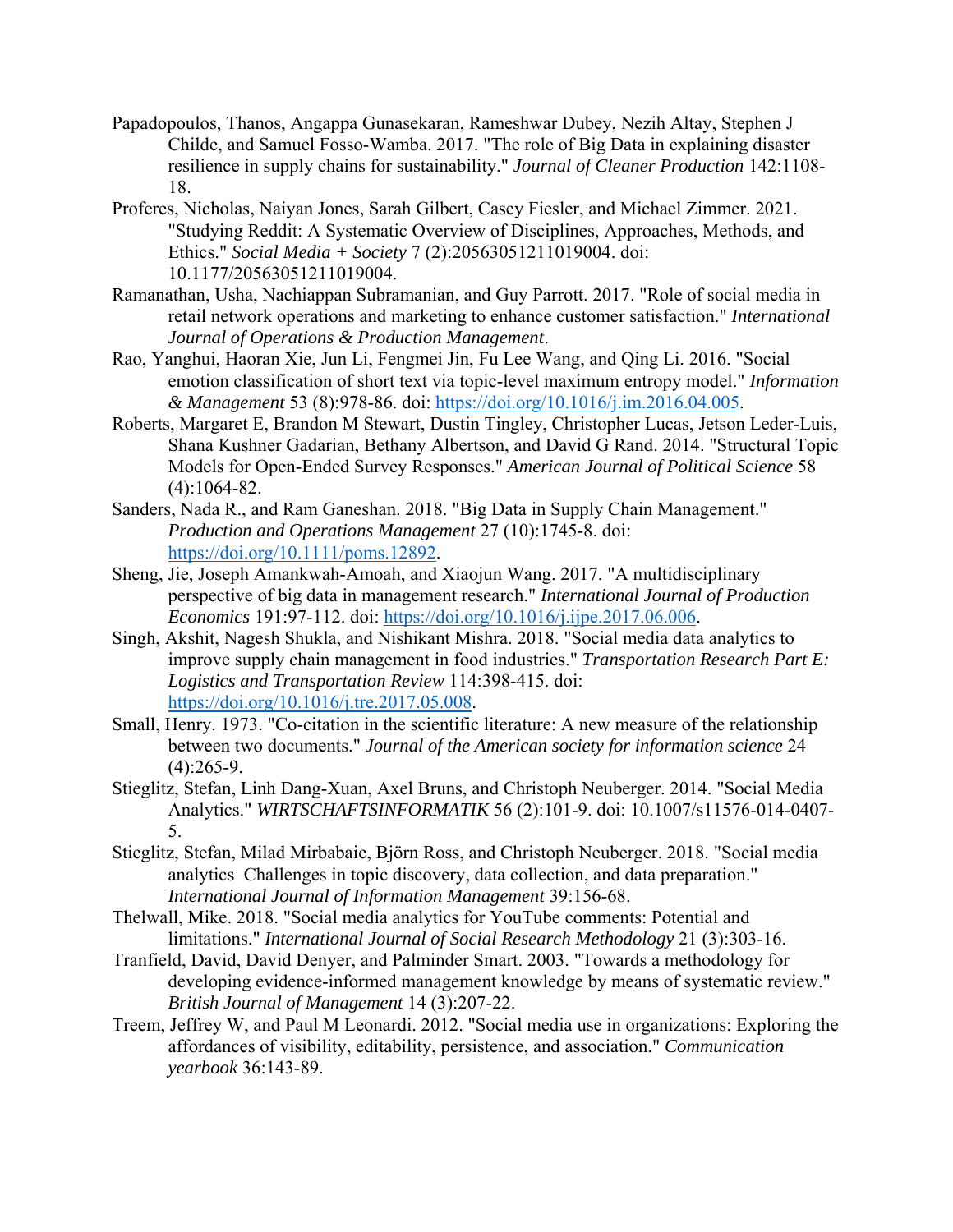Papadopoulos, Thanos, Angappa Gunasekaran, Rameshwar Dubey, Nezih Altay, Stephen J Childe, and Samuel Fosso-Wamba. 2017. "The role of Big Data in explaining disaster resilience in supply chains for sustainability." *Journal of Cleaner Production* 142:1108-18.

Proferes, Nicholas, Naiyan Jones, Sarah Gilbert, Casey Fiesler, and Michael Zimmer. 2021. "Studying Reddit: A Systematic Overview of Disciplines, Approaches, Methods, and Ethics." *Social Media + Society* 7 (2):20563051211019004. doi: 10.1177/20563051211019004.

Ramanathan, Usha, Nachiappan Subramanian, and Guy Parrott. 2017. "Role of social media in retail network operations and marketing to enhance customer satisfaction." *International Journal of Operations & Production Management*.

Rao, Yanghui, Haoran Xie, Jun Li, Fengmei Jin, Fu Lee Wang, and Qing Li. 2016. "Social emotion classification of short text via topic-level maximum entropy model." *Information & Management* 53 (8):978-86. doi: https://doi.org/10.1016/j.im.2016.04.005.

Roberts, Margaret E, Brandon M Stewart, Dustin Tingley, Christopher Lucas, Jetson Leder-Luis, Shana Kushner Gadarian, Bethany Albertson, and David G Rand. 2014. "Structural Topic Models for Open-Ended Survey Responses." *American Journal of Political Science* 58 (4):1064-82.

Sanders, Nada R., and Ram Ganeshan. 2018. "Big Data in Supply Chain Management." *Production and Operations Management* 27 (10):1745-8. doi: https://doi.org/10.1111/poms.12892.

Sheng, Jie, Joseph Amankwah-Amoah, and Xiaojun Wang. 2017. "A multidisciplinary perspective of big data in management research." *International Journal of Production Economics* 191:97-112. doi: https://doi.org/10.1016/j.ijpe.2017.06.006.

Singh, Akshit, Nagesh Shukla, and Nishikant Mishra. 2018. "Social media data analytics to improve supply chain management in food industries." *Transportation Research Part E: Logistics and Transportation Review* 114:398-415. doi: https://doi.org/10.1016/j.tre.2017.05.008.

Small, Henry. 1973. "Co-citation in the scientific literature: A new measure of the relationship between two documents." *Journal of the American society for information science* 24 (4):265-9.

Stieglitz, Stefan, Linh Dang-Xuan, Axel Bruns, and Christoph Neuberger. 2014. "Social Media Analytics." *WIRTSCHAFTSINFORMATIK* 56 (2):101-9. doi: 10.1007/s11576-014-0407-5.

Stieglitz, Stefan, Milad Mirbabaie, Björn Ross, and Christoph Neuberger. 2018. "Social media analytics–Challenges in topic discovery, data collection, and data preparation." *International Journal of Information Management* 39:156-68.

Thelwall, Mike. 2018. "Social media analytics for YouTube comments: Potential and limitations." *International Journal of Social Research Methodology* 21 (3):303-16.

Tranfield, David, David Denyer, and Palminder Smart. 2003. "Towards a methodology for developing evidence-informed management knowledge by means of systematic review." *British Journal of Management* 14 (3):207-22.

Treem, Jeffrey W, and Paul M Leonardi. 2012. "Social media use in organizations: Exploring the affordances of visibility, editability, persistence, and association." *Communication yearbook* 36:143-89.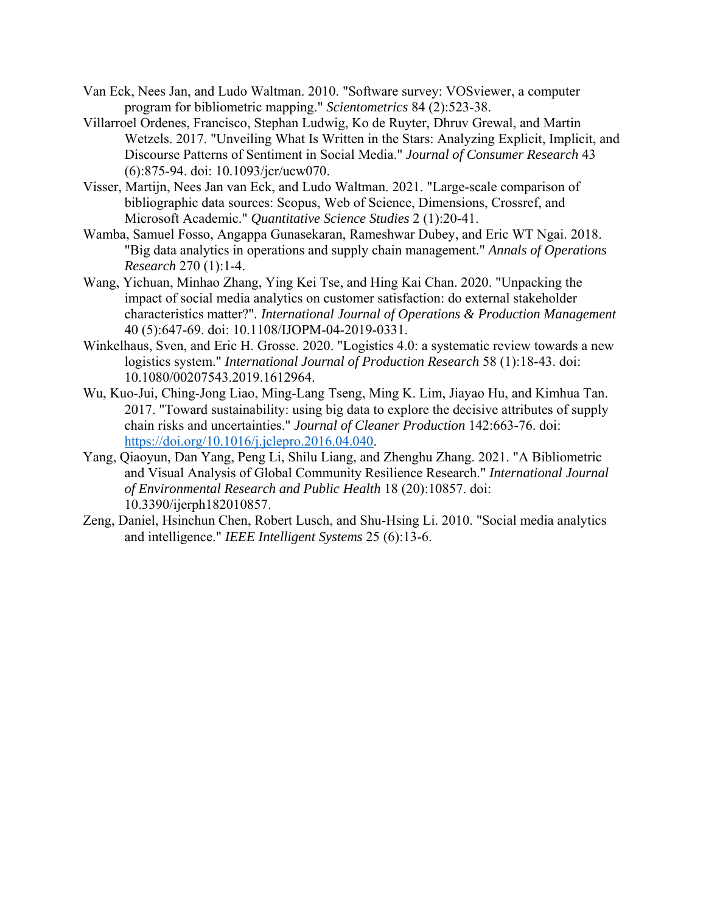Van Eck, Nees Jan, and Ludo Waltman. 2010. "Software survey: VOSviewer, a computer program for bibliometric mapping." *Scientometrics* 84 (2):523-38.

Villarroel Ordenes, Francisco, Stephan Ludwig, Ko de Ruyter, Dhruv Grewal, and Martin Wetzels. 2017. "Unveiling What Is Written in the Stars: Analyzing Explicit, Implicit, and Discourse Patterns of Sentiment in Social Media." *Journal of Consumer Research* 43 (6):875-94. doi: 10.1093/jcr/ucw070.

Visser, Martijn, Nees Jan van Eck, and Ludo Waltman. 2021. "Large-scale comparison of bibliographic data sources: Scopus, Web of Science, Dimensions, Crossref, and Microsoft Academic." *Quantitative Science Studies* 2 (1):20-41.

Wamba, Samuel Fosso, Angappa Gunasekaran, Rameshwar Dubey, and Eric WT Ngai. 2018. "Big data analytics in operations and supply chain management." *Annals of Operations Research* 270 (1):1-4.

Wang, Yichuan, Minhao Zhang, Ying Kei Tse, and Hing Kai Chan. 2020. "Unpacking the impact of social media analytics on customer satisfaction: do external stakeholder characteristics matter?". *International Journal of Operations & Production Management* 40 (5):647-69. doi: 10.1108/IJOPM-04-2019-0331.

Winkelhaus, Sven, and Eric H. Grosse. 2020. "Logistics 4.0: a systematic review towards a new logistics system." *International Journal of Production Research* 58 (1):18-43. doi: 10.1080/00207543.2019.1612964.

Wu, Kuo-Jui, Ching-Jong Liao, Ming-Lang Tseng, Ming K. Lim, Jiayao Hu, and Kimhua Tan. 2017. "Toward sustainability: using big data to explore the decisive attributes of supply chain risks and uncertainties." *Journal of Cleaner Production* 142:663-76. doi: https://doi.org/10.1016/j.jclepro.2016.04.040.

Yang, Qiaoyun, Dan Yang, Peng Li, Shilu Liang, and Zhenghu Zhang. 2021. "A Bibliometric and Visual Analysis of Global Community Resilience Research." *International Journal of Environmental Research and Public Health* 18 (20):10857. doi: 10.3390/ijerph182010857.

Zeng, Daniel, Hsinchun Chen, Robert Lusch, and Shu-Hsing Li. 2010. "Social media analytics and intelligence." *IEEE Intelligent Systems* 25 (6):13-6.